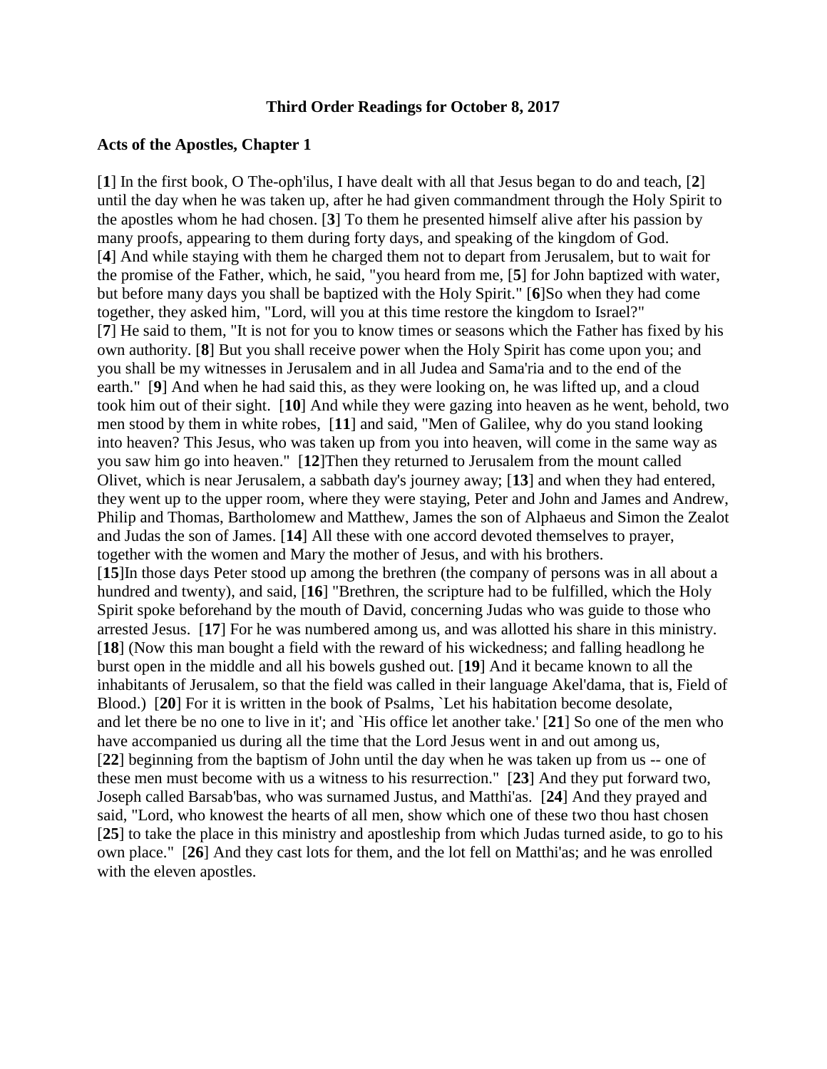# Third Order Readings for October 8, 2017

## Acts of the Apostles, Chapter 1

[**1**] In the first book, O The-oph'ilus, I have dealt with all that Jesus began to do and teach, [**2**] until the day when he was taken up, after he had given commandment through the Holy Spirit to the apostles whom he had chosen. [**3**] To them he presented himself alive after his passion by many proofs, appearing to them during forty days, and speaking of the kingdom of God. [**4**] And while staying with them he charged them not to depart from Jerusalem, but to wait for the promise of the Father, which, he said, "you heard from me, [**5**] for John baptized with water, but before many days you shall be baptized with the Holy Spirit." [**6**]So when they had come together, they asked him, "Lord, will you at this time restore the kingdom to Israel?" [**7**] He said to them, "It is not for you to know times or seasons which the Father has fixed by his own authority. [**8**] But you shall receive power when the Holy Spirit has come upon you; and you shall be my witnesses in Jerusalem and in all Judea and Sama'ria and to the end of the earth." [**9**] And when he had said this, as they were looking on, he was lifted up, and a cloud took him out of their sight. [**10**] And while they were gazing into heaven as he went, behold, two men stood by them in white robes, [**11**] and said, "Men of Galilee, why do you stand looking into heaven? This Jesus, who was taken up from you into heaven, will come in the same way as you saw him go into heaven." [**12**]Then they returned to Jerusalem from the mount called Olivet, which is near Jerusalem, a sabbath day's journey away; [**13**] and when they had entered, they went up to the upper room, where they were staying, Peter and John and James and Andrew, Philip and Thomas, Bartholomew and Matthew, James the son of Alphaeus and Simon the Zealot and Judas the son of James. [**14**] All these with one accord devoted themselves to prayer, together with the women and Mary the mother of Jesus, and with his brothers. [**15**]In those days Peter stood up among the brethren (the company of persons was in all about a hundred and twenty), and said, [**16**] "Brethren, the scripture had to be fulfilled, which the Holy Spirit spoke beforehand by the mouth of David, concerning Judas who was guide to those who arrested Jesus. [**17**] For he was numbered among us, and was allotted his share in this ministry. [**18**] (Now this man bought a field with the reward of his wickedness; and falling headlong he burst open in the middle and all his bowels gushed out. [**19**] And it became known to all the inhabitants of Jerusalem, so that the field was called in their language Akel'dama, that is, Field of Blood.) [**20**] For it is written in the book of Psalms, `Let his habitation become desolate, and let there be no one to live in it'; and `His office let another take.' [**21**] So one of the men who have accompanied us during all the time that the Lord Jesus went in and out among us, [**22**] beginning from the baptism of John until the day when he was taken up from us -- one of these men must become with us a witness to his resurrection." [**23**] And they put forward two, Joseph called Barsab'bas, who was surnamed Justus, and Matthi'as. [**24**] And they prayed and said, "Lord, who knowest the hearts of all men, show which one of these two thou hast chosen [**25**] to take the place in this ministry and apostleship from which Judas turned aside, to go to his own place." [**26**] And they cast lots for them, and the lot fell on Matthi'as; and he was enrolled with the eleven apostles.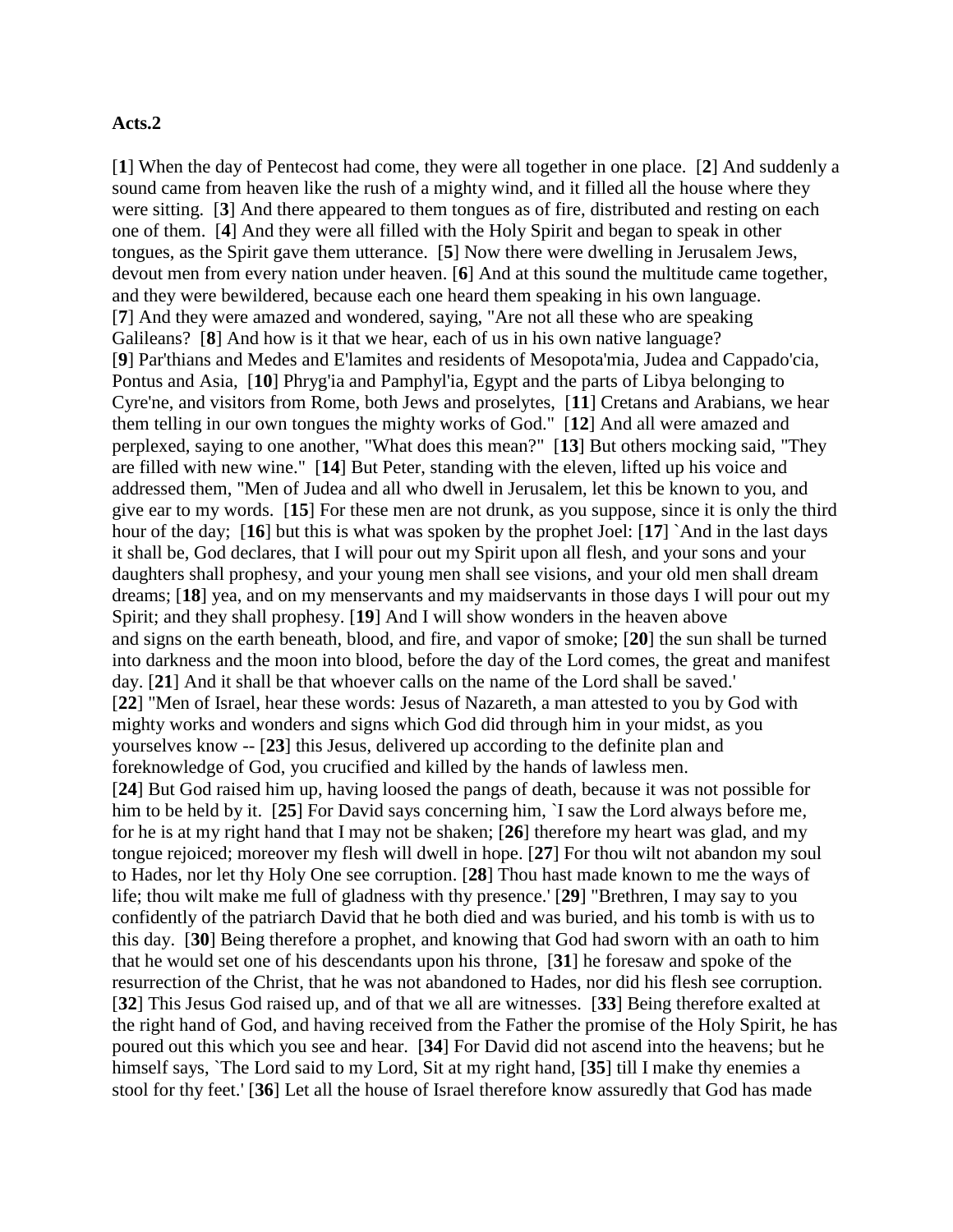**Acts.2**

[**1**] When the day of Pentecost had come, they were all together in one place. [**2**] And suddenly a sound came from heaven like the rush of a mighty wind, and it filled all the house where they were sitting. [**3**] And there appeared to them tongues as of fire, distributed and resting on each one of them. [**4**] And they were all filled with the Holy Spirit and began to speak in other tongues, as the Spirit gave them utterance. [**5**] Now there were dwelling in Jerusalem Jews, devout men from every nation under heaven. [**6**] And at this sound the multitude came together, and they were bewildered, because each one heard them speaking in his own language. [**7**] And they were amazed and wondered, saying, "Are not all these who are speaking Galileans? [**8**] And how is it that we hear, each of us in his own native language? [**9**] Par'thians and Medes and E'lamites and residents of Mesopota'mia, Judea and Cappado'cia, Pontus and Asia, [**10**] Phryg'ia and Pamphyl'ia, Egypt and the parts of Libya belonging to Cyre'ne, and visitors from Rome, both Jews and proselytes, [**11**] Cretans and Arabians, we hear them telling in our own tongues the mighty works of God." [**12**] And all were amazed and perplexed, saying to one another, "What does this mean?" [**13**] But others mocking said, "They are filled with new wine." [**14**] But Peter, standing with the eleven, lifted up his voice and addressed them, "Men of Judea and all who dwell in Jerusalem, let this be known to you, and give ear to my words. [**15**] For these men are not drunk, as you suppose, since it is only the third hour of the day; [**16**] but this is what was spoken by the prophet Joel: [**17**] `And in the last days it shall be, God declares, that I will pour out my Spirit upon all flesh, and your sons and your daughters shall prophesy, and your young men shall see visions, and your old men shall dream dreams; [**18**] yea, and on my menservants and my maidservants in those days I will pour out my Spirit; and they shall prophesy. [**19**] And I will show wonders in the heaven above and signs on the earth beneath, blood, and fire, and vapor of smoke; [**20**] the sun shall be turned into darkness and the moon into blood, before the day of the Lord comes, the great and manifest day. [**21**] And it shall be that whoever calls on the name of the Lord shall be saved.' [**22**] "Men of Israel, hear these words: Jesus of Nazareth, a man attested to you by God with mighty works and wonders and signs which God did through him in your midst, as you yourselves know -- [**23**] this Jesus, delivered up according to the definite plan and foreknowledge of God, you crucified and killed by the hands of lawless men. [**24**] But God raised him up, having loosed the pangs of death, because it was not possible for him to be held by it. [**25**] For David says concerning him, `I saw the Lord always before me, for he is at my right hand that I may not be shaken; [**26**] therefore my heart was glad, and my tongue rejoiced; moreover my flesh will dwell in hope. [**27**] For thou wilt not abandon my soul to Hades, nor let thy Holy One see corruption. [**28**] Thou hast made known to me the ways of life; thou wilt make me full of gladness with thy presence.' [**29**] "Brethren, I may say to you confidently of the patriarch David that he both died and was buried, and his tomb is with us to this day. [**30**] Being therefore a prophet, and knowing that God had sworn with an oath to him that he would set one of his descendants upon his throne, [**31**] he foresaw and spoke of the resurrection of the Christ, that he was not abandoned to Hades, nor did his flesh see corruption. [**32**] This Jesus God raised up, and of that we all are witnesses. [**33**] Being therefore exalted at the right hand of God, and having received from the Father the promise of the Holy Spirit, he has poured out this which you see and hear. [**34**] For David did not ascend into the heavens; but he himself says, `The Lord said to my Lord, Sit at my right hand, [**35**] till I make thy enemies a stool for thy feet.' [**36**] Let all the house of Israel therefore know assuredly that God has made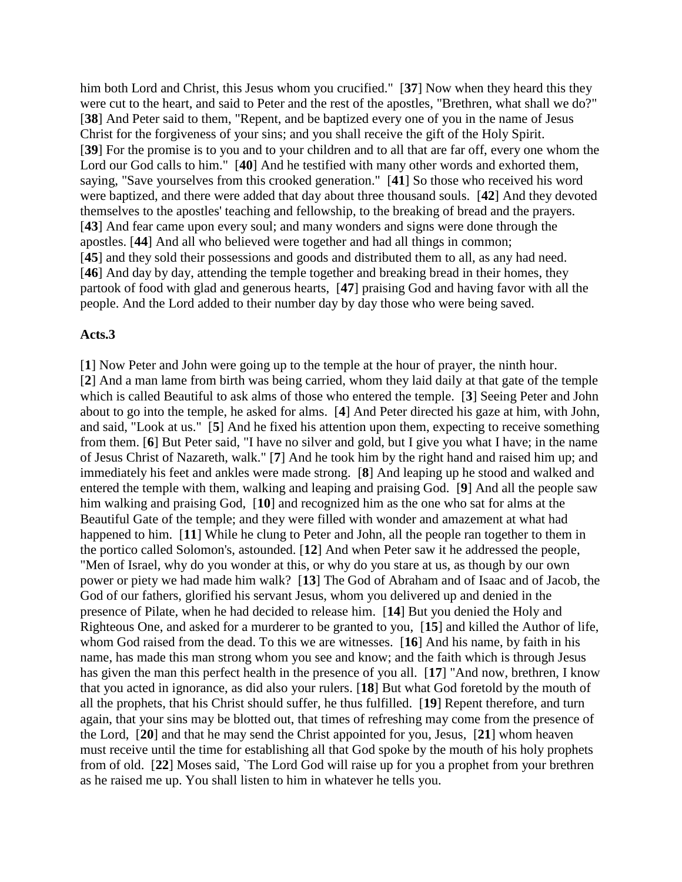him both Lord and Christ, this Jesus whom you crucified." [**37**] Now when they heard this they were cut to the heart, and said to Peter and the rest of the apostles, "Brethren, what shall we do?" [**38**] And Peter said to them, "Repent, and be baptized every one of you in the name of Jesus Christ for the forgiveness of your sins; and you shall receive the gift of the Holy Spirit. [**39**] For the promise is to you and to your children and to all that are far off, every one whom the Lord our God calls to him." [**40**] And he testified with many other words and exhorted them, saying, "Save yourselves from this crooked generation." [**41**] So those who received his word were baptized, and there were added that day about three thousand souls. [**42**] And they devoted themselves to the apostles' teaching and fellowship, to the breaking of bread and the prayers. [**43**] And fear came upon every soul; and many wonders and signs were done through the apostles. [**44**] And all who believed were together and had all things in common; [**45**] and they sold their possessions and goods and distributed them to all, as any had need. [**46**] And day by day, attending the temple together and breaking bread in their homes, they partook of food with glad and generous hearts, [**47**] praising God and having favor with all the people. And the Lord added to their number day by day those who were being saved.

**Acts.3**

[**1**] Now Peter and John were going up to the temple at the hour of prayer, the ninth hour. [**2**] And a man lame from birth was being carried, whom they laid daily at that gate of the temple which is called Beautiful to ask alms of those who entered the temple. [**3**] Seeing Peter and John about to go into the temple, he asked for alms. [**4**] And Peter directed his gaze at him, with John, and said, "Look at us." [**5**] And he fixed his attention upon them, expecting to receive something from them. [**6**] But Peter said, "I have no silver and gold, but I give you what I have; in the name of Jesus Christ of Nazareth, walk." [**7**] And he took him by the right hand and raised him up; and immediately his feet and ankles were made strong. [**8**] And leaping up he stood and walked and entered the temple with them, walking and leaping and praising God. [**9**] And all the people saw him walking and praising God, [**10**] and recognized him as the one who sat for alms at the Beautiful Gate of the temple; and they were filled with wonder and amazement at what had happened to him. [**11**] While he clung to Peter and John, all the people ran together to them in the portico called Solomon's, astounded. [**12**] And when Peter saw it he addressed the people, "Men of Israel, why do you wonder at this, or why do you stare at us, as though by our own power or piety we had made him walk? [**13**] The God of Abraham and of Isaac and of Jacob, the God of our fathers, glorified his servant Jesus, whom you delivered up and denied in the presence of Pilate, when he had decided to release him. [**14**] But you denied the Holy and Righteous One, and asked for a murderer to be granted to you, [**15**] and killed the Author of life, whom God raised from the dead. To this we are witnesses. [**16**] And his name, by faith in his name, has made this man strong whom you see and know; and the faith which is through Jesus has given the man this perfect health in the presence of you all. [**17**] "And now, brethren, I know that you acted in ignorance, as did also your rulers. [**18**] But what God foretold by the mouth of all the prophets, that his Christ should suffer, he thus fulfilled. [**19**] Repent therefore, and turn again, that your sins may be blotted out, that times of refreshing may come from the presence of the Lord, [**20**] and that he may send the Christ appointed for you, Jesus, [**21**] whom heaven must receive until the time for establishing all that God spoke by the mouth of his holy prophets from of old. [**22**] Moses said, `The Lord God will raise up for you a prophet from your brethren as he raised me up. You shall listen to him in whatever he tells you.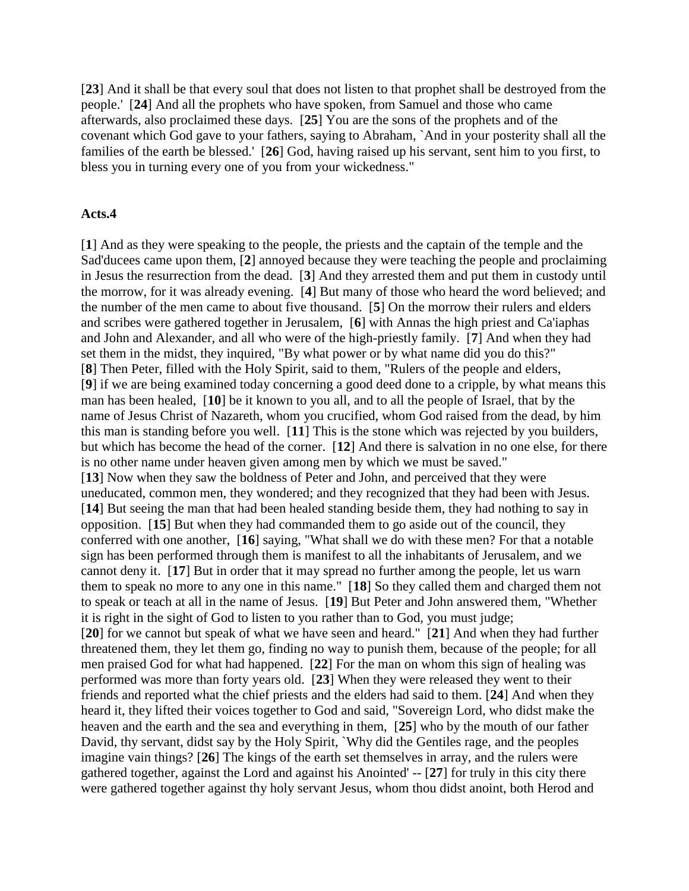[**23**] And it shall be that every soul that does not listen to that prophet shall be destroyed from the people.' [**24**] And all the prophets who have spoken, from Samuel and those who came afterwards, also proclaimed these days. [**25**] You are the sons of the prophets and of the covenant which God gave to your fathers, saying to Abraham, `And in your posterity shall all the families of the earth be blessed.' [**26**] God, having raised up his servant, sent him to you first, to bless you in turning every one of you from your wickedness."

**Acts.4**

[**1**] And as they were speaking to the people, the priests and the captain of the temple and the Sad'ducees came upon them, [**2**] annoyed because they were teaching the people and proclaiming in Jesus the resurrection from the dead. [**3**] And they arrested them and put them in custody until the morrow, for it was already evening. [**4**] But many of those who heard the word believed; and the number of the men came to about five thousand. [**5**] On the morrow their rulers and elders and scribes were gathered together in Jerusalem, [**6**] with Annas the high priest and Ca'iaphas and John and Alexander, and all who were of the high-priestly family. [**7**] And when they had set them in the midst, they inquired, "By what power or by what name did you do this?" [**8**] Then Peter, filled with the Holy Spirit, said to them, "Rulers of the people and elders, [**9**] if we are being examined today concerning a good deed done to a cripple, by what means this man has been healed, [**10**] be it known to you all, and to all the people of Israel, that by the name of Jesus Christ of Nazareth, whom you crucified, whom God raised from the dead, by him this man is standing before you well. [**11**] This is the stone which was rejected by you builders, but which has become the head of the corner. [**12**] And there is salvation in no one else, for there is no other name under heaven given among men by which we must be saved."
[**13**] Now when they saw the boldness of Peter and John, and perceived that they were uneducated, common men, they wondered; and they recognized that they had been with Jesus. [**14**] But seeing the man that had been healed standing beside them, they had nothing to say in opposition. [**15**] But when they had commanded them to go aside out of the council, they conferred with one another, [**16**] saying, "What shall we do with these men? For that a notable sign has been performed through them is manifest to all the inhabitants of Jerusalem, and we cannot deny it. [**17**] But in order that it may spread no further among the people, let us warn them to speak no more to any one in this name." [**18**] So they called them and charged them not to speak or teach at all in the name of Jesus. [**19**] But Peter and John answered them, "Whether it is right in the sight of God to listen to you rather than to God, you must judge; [**20**] for we cannot but speak of what we have seen and heard." [**21**] And when they had further threatened them, they let them go, finding no way to punish them, because of the people; for all men praised God for what had happened. [**22**] For the man on whom this sign of healing was performed was more than forty years old. [**23**] When they were released they went to their friends and reported what the chief priests and the elders had said to them. [**24**] And when they heard it, they lifted their voices together to God and said, "Sovereign Lord, who didst make the heaven and the earth and the sea and everything in them, [**25**] who by the mouth of our father David, thy servant, didst say by the Holy Spirit, `Why did the Gentiles rage, and the peoples imagine vain things? [**26**] The kings of the earth set themselves in array, and the rulers were gathered together, against the Lord and against his Anointed' -- [**27**] for truly in this city there were gathered together against thy holy servant Jesus, whom thou didst anoint, both Herod and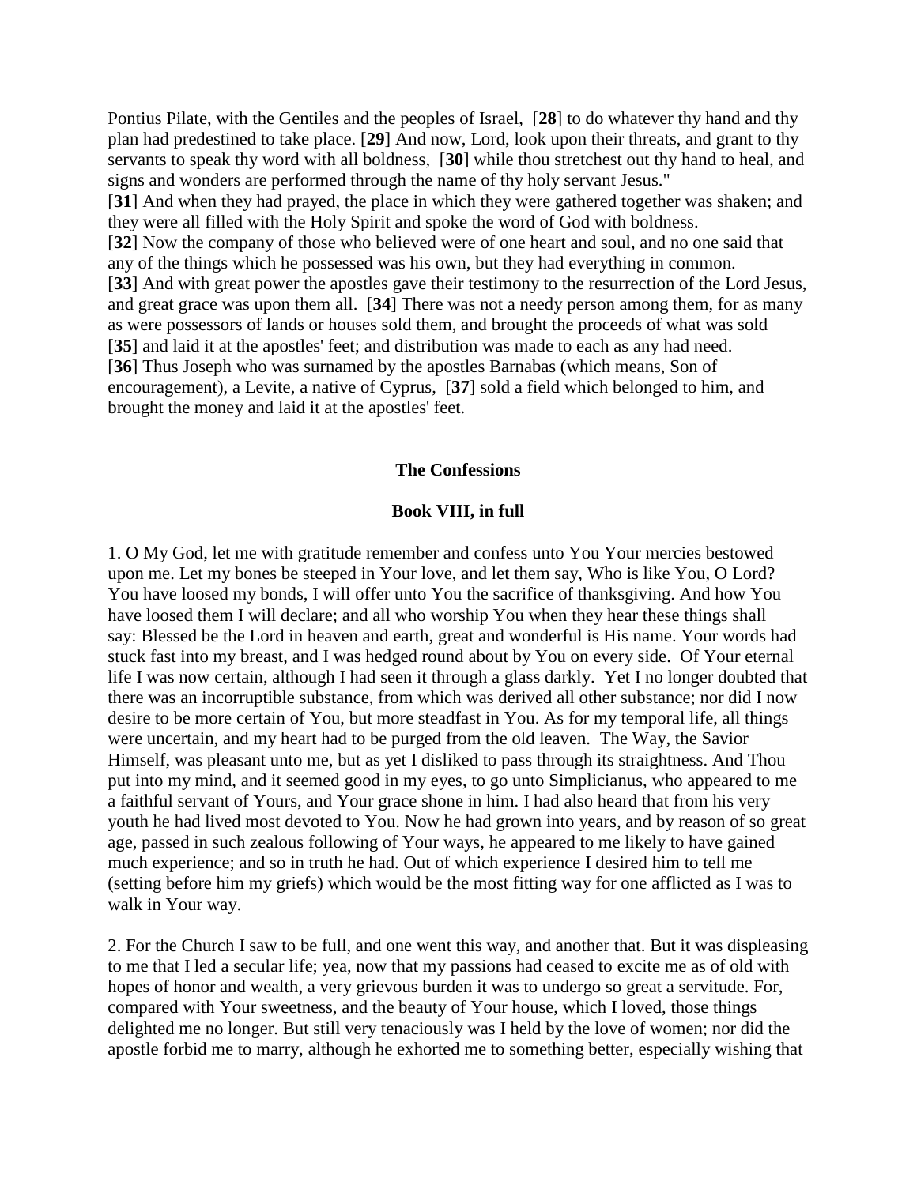Pontius Pilate, with the Gentiles and the peoples of Israel, [**28**] to do whatever thy hand and thy plan had predestined to take place. [**29**] And now, Lord, look upon their threats, and grant to thy servants to speak thy word with all boldness, [**30**] while thou stretchest out thy hand to heal, and signs and wonders are performed through the name of thy holy servant Jesus."

[**31**] And when they had prayed, the place in which they were gathered together was shaken; and they were all filled with the Holy Spirit and spoke the word of God with boldness.

[**32**] Now the company of those who believed were of one heart and soul, and no one said that any of the things which he possessed was his own, but they had everything in common.

[**33**] And with great power the apostles gave their testimony to the resurrection of the Lord Jesus, and great grace was upon them all. [**34**] There was not a needy person among them, for as many as were possessors of lands or houses sold them, and brought the proceeds of what was sold [**35**] and laid it at the apostles' feet; and distribution was made to each as any had need.

[**36**] Thus Joseph who was surnamed by the apostles Barnabas (which means, Son of encouragement), a Levite, a native of Cyprus, [**37**] sold a field which belonged to him, and brought the money and laid it at the apostles' feet.

## The Confessions

### Book VIII, in full

1. O My God, let me with gratitude remember and confess unto You Your mercies bestowed upon me. Let my bones be steeped in Your love, and let them say, Who is like You, O Lord? You have loosed my bonds, I will offer unto You the sacrifice of thanksgiving. And how You have loosed them I will declare; and all who worship You when they hear these things shall say: Blessed be the Lord in heaven and earth, great and wonderful is His name. Your words had stuck fast into my breast, and I was hedged round about by You on every side. Of Your eternal life I was now certain, although I had seen it through a glass darkly. Yet I no longer doubted that there was an incorruptible substance, from which was derived all other substance; nor did I now desire to be more certain of You, but more steadfast in You. As for my temporal life, all things were uncertain, and my heart had to be purged from the old leaven. The Way, the Savior Himself, was pleasant unto me, but as yet I disliked to pass through its straightness. And Thou put into my mind, and it seemed good in my eyes, to go unto Simplicianus, who appeared to me a faithful servant of Yours, and Your grace shone in him. I had also heard that from his very youth he had lived most devoted to You. Now he had grown into years, and by reason of so great age, passed in such zealous following of Your ways, he appeared to me likely to have gained much experience; and so in truth he had. Out of which experience I desired him to tell me (setting before him my griefs) which would be the most fitting way for one afflicted as I was to walk in Your way.

2. For the Church I saw to be full, and one went this way, and another that. But it was displeasing to me that I led a secular life; yea, now that my passions had ceased to excite me as of old with hopes of honor and wealth, a very grievous burden it was to undergo so great a servitude. For, compared with Your sweetness, and the beauty of Your house, which I loved, those things delighted me no longer. But still very tenaciously was I held by the love of women; nor did the apostle forbid me to marry, although he exhorted me to something better, especially wishing that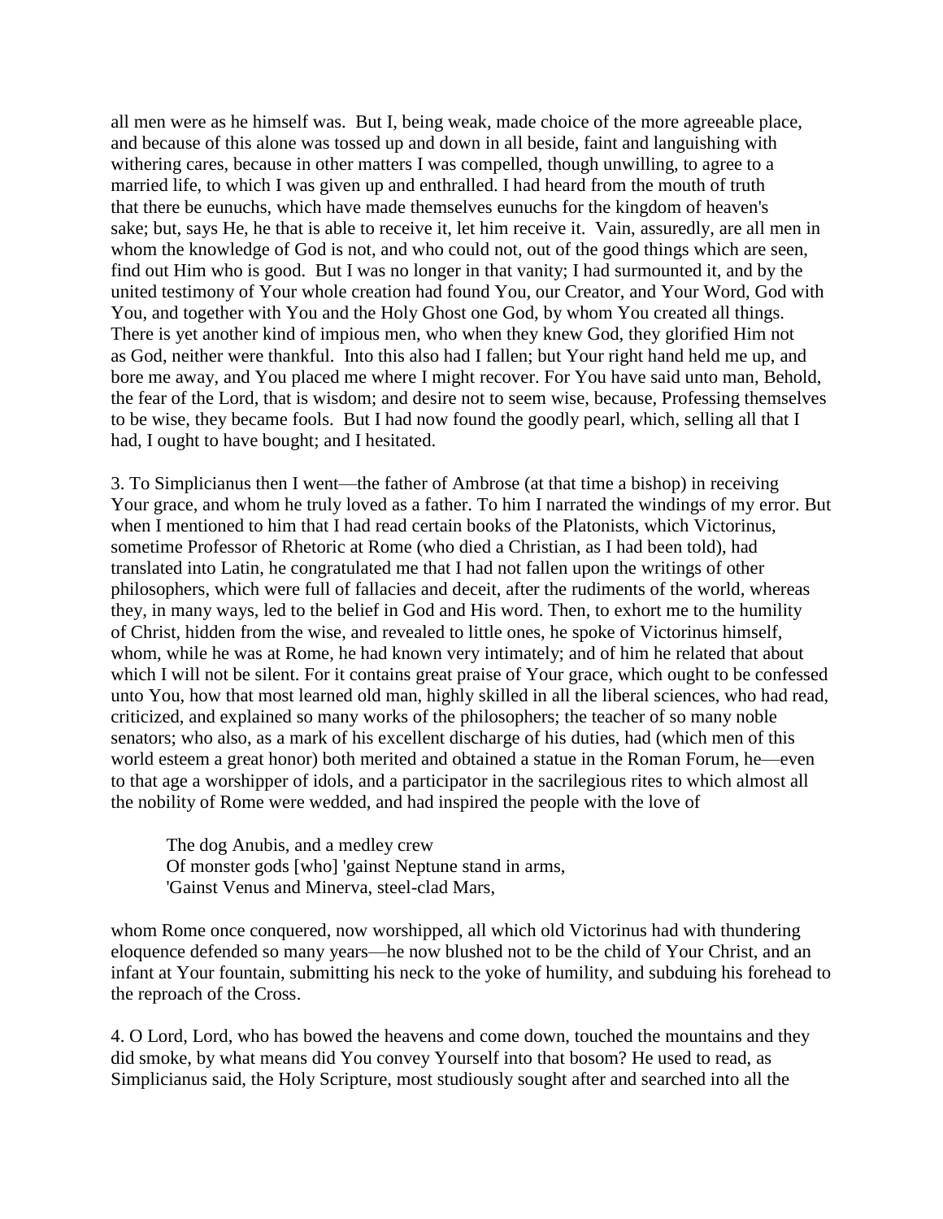all men were as he himself was. But I, being weak, made choice of the more agreeable place, and because of this alone was tossed up and down in all beside, faint and languishing with withering cares, because in other matters I was compelled, though unwilling, to agree to a married life, to which I was given up and enthralled. I had heard from the mouth of truth that there be eunuchs, which have made themselves eunuchs for the kingdom of heaven's sake; but, says He, he that is able to receive it, let him receive it. Vain, assuredly, are all men in whom the knowledge of God is not, and who could not, out of the good things which are seen, find out Him who is good. But I was no longer in that vanity; I had surmounted it, and by the united testimony of Your whole creation had found You, our Creator, and Your Word, God with You, and together with You and the Holy Ghost one God, by whom You created all things. There is yet another kind of impious men, who when they knew God, they glorified Him not as God, neither were thankful. Into this also had I fallen; but Your right hand held me up, and bore me away, and You placed me where I might recover. For You have said unto man, Behold, the fear of the Lord, that is wisdom; and desire not to seem wise, because, Professing themselves to be wise, they became fools. But I had now found the goodly pearl, which, selling all that I had, I ought to have bought; and I hesitated.

3. To Simplicianus then I went—the father of Ambrose (at that time a bishop) in receiving Your grace, and whom he truly loved as a father. To him I narrated the windings of my error. But when I mentioned to him that I had read certain books of the Platonists, which Victorinus, sometime Professor of Rhetoric at Rome (who died a Christian, as I had been told), had translated into Latin, he congratulated me that I had not fallen upon the writings of other philosophers, which were full of fallacies and deceit, after the rudiments of the world, whereas they, in many ways, led to the belief in God and His word. Then, to exhort me to the humility of Christ, hidden from the wise, and revealed to little ones, he spoke of Victorinus himself, whom, while he was at Rome, he had known very intimately; and of him he related that about which I will not be silent. For it contains great praise of Your grace, which ought to be confessed unto You, how that most learned old man, highly skilled in all the liberal sciences, who had read, criticized, and explained so many works of the philosophers; the teacher of so many noble senators; who also, as a mark of his excellent discharge of his duties, had (which men of this world esteem a great honor) both merited and obtained a statue in the Roman Forum, he—even to that age a worshipper of idols, and a participator in the sacrilegious rites to which almost all the nobility of Rome were wedded, and had inspired the people with the love of

> The dog Anubis, and a medley crew
> Of monster gods [who] 'gainst Neptune stand in arms,
> 'Gainst Venus and Minerva, steel-clad Mars,

whom Rome once conquered, now worshipped, all which old Victorinus had with thundering eloquence defended so many years—he now blushed not to be the child of Your Christ, and an infant at Your fountain, submitting his neck to the yoke of humility, and subduing his forehead to the reproach of the Cross.

4. O Lord, Lord, who has bowed the heavens and come down, touched the mountains and they did smoke, by what means did You convey Yourself into that bosom? He used to read, as Simplicianus said, the Holy Scripture, most studiously sought after and searched into all the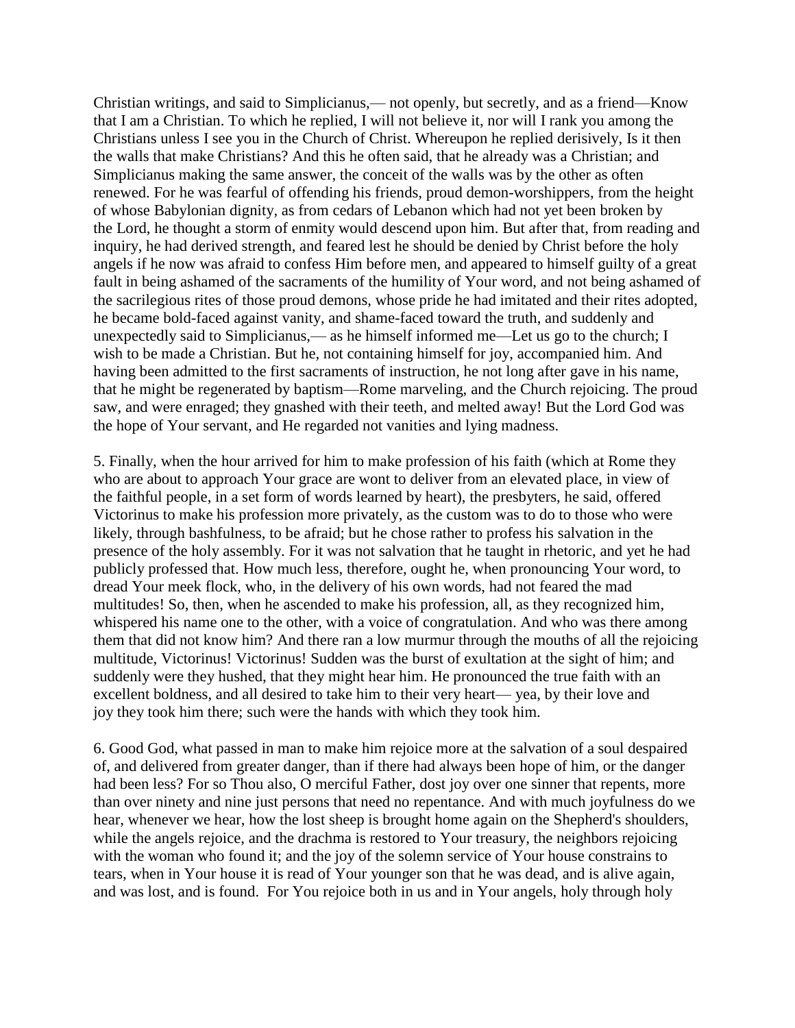Christian writings, and said to Simplicianus,— not openly, but secretly, and as a friend—Know that I am a Christian. To which he replied, I will not believe it, nor will I rank you among the Christians unless I see you in the Church of Christ. Whereupon he replied derisively, Is it then the walls that make Christians? And this he often said, that he already was a Christian; and Simplicianus making the same answer, the conceit of the walls was by the other as often renewed. For he was fearful of offending his friends, proud demon-worshippers, from the height of whose Babylonian dignity, as from cedars of Lebanon which had not yet been broken by the Lord, he thought a storm of enmity would descend upon him. But after that, from reading and inquiry, he had derived strength, and feared lest he should be denied by Christ before the holy angels if he now was afraid to confess Him before men, and appeared to himself guilty of a great fault in being ashamed of the sacraments of the humility of Your word, and not being ashamed of the sacrilegious rites of those proud demons, whose pride he had imitated and their rites adopted, he became bold-faced against vanity, and shame-faced toward the truth, and suddenly and unexpectedly said to Simplicianus,— as he himself informed me—Let us go to the church; I wish to be made a Christian. But he, not containing himself for joy, accompanied him. And having been admitted to the first sacraments of instruction, he not long after gave in his name, that he might be regenerated by baptism—Rome marveling, and the Church rejoicing. The proud saw, and were enraged; they gnashed with their teeth, and melted away! But the Lord God was the hope of Your servant, and He regarded not vanities and lying madness.

5. Finally, when the hour arrived for him to make profession of his faith (which at Rome they who are about to approach Your grace are wont to deliver from an elevated place, in view of the faithful people, in a set form of words learned by heart), the presbyters, he said, offered Victorinus to make his profession more privately, as the custom was to do to those who were likely, through bashfulness, to be afraid; but he chose rather to profess his salvation in the presence of the holy assembly. For it was not salvation that he taught in rhetoric, and yet he had publicly professed that. How much less, therefore, ought he, when pronouncing Your word, to dread Your meek flock, who, in the delivery of his own words, had not feared the mad multitudes! So, then, when he ascended to make his profession, all, as they recognized him, whispered his name one to the other, with a voice of congratulation. And who was there among them that did not know him? And there ran a low murmur through the mouths of all the rejoicing multitude, Victorinus! Victorinus! Sudden was the burst of exultation at the sight of him; and suddenly were they hushed, that they might hear him. He pronounced the true faith with an excellent boldness, and all desired to take him to their very heart— yea, by their love and joy they took him there; such were the hands with which they took him.

6. Good God, what passed in man to make him rejoice more at the salvation of a soul despaired of, and delivered from greater danger, than if there had always been hope of him, or the danger had been less? For so Thou also, O merciful Father, dost joy over one sinner that repents, more than over ninety and nine just persons that need no repentance. And with much joyfulness do we hear, whenever we hear, how the lost sheep is brought home again on the Shepherd's shoulders, while the angels rejoice, and the drachma is restored to Your treasury, the neighbors rejoicing with the woman who found it; and the joy of the solemn service of Your house constrains to tears, when in Your house it is read of Your younger son that he was dead, and is alive again, and was lost, and is found. For You rejoice both in us and in Your angels, holy through holy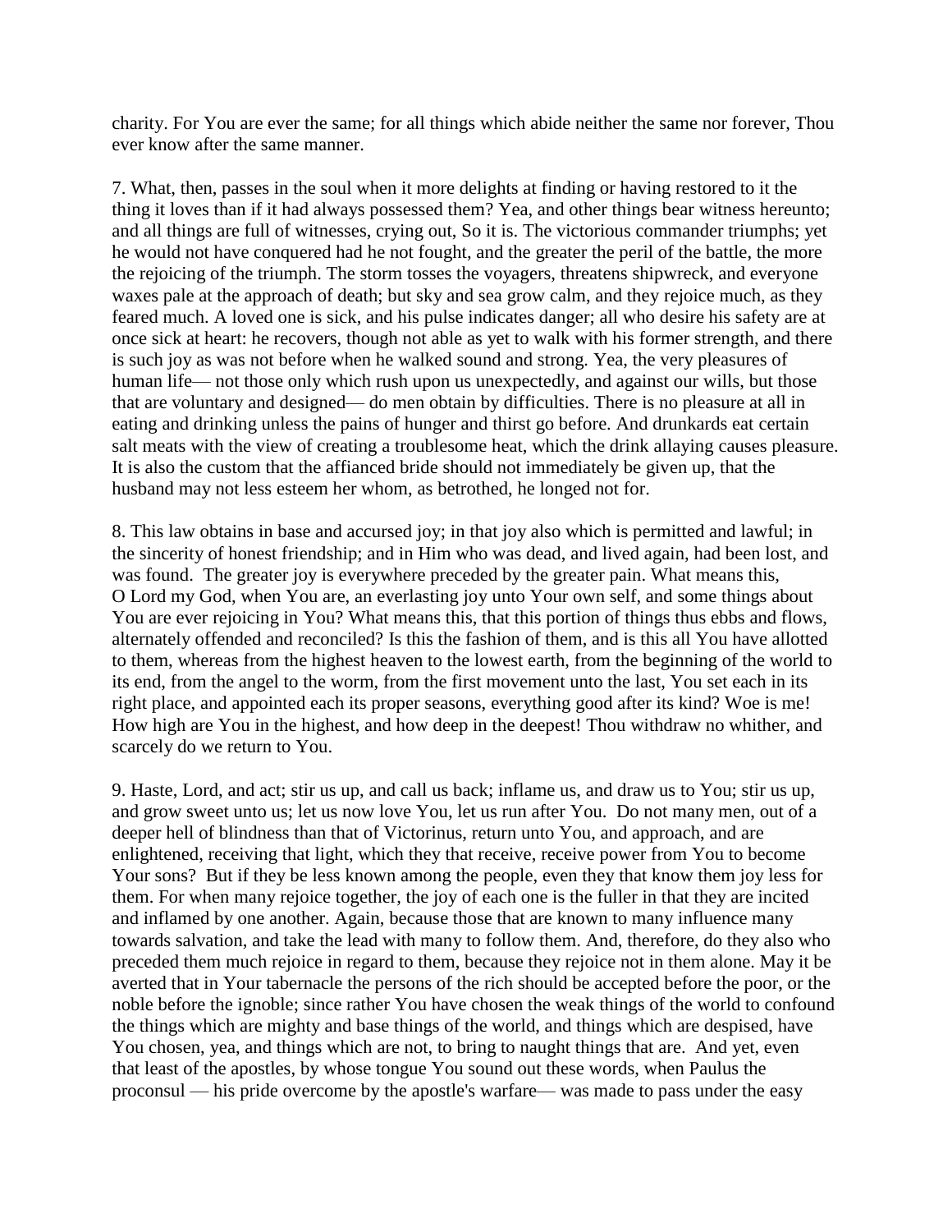charity. For You are ever the same; for all things which abide neither the same nor forever, Thou ever know after the same manner.

7. What, then, passes in the soul when it more delights at finding or having restored to it the thing it loves than if it had always possessed them? Yea, and other things bear witness hereunto; and all things are full of witnesses, crying out, So it is. The victorious commander triumphs; yet he would not have conquered had he not fought, and the greater the peril of the battle, the more the rejoicing of the triumph. The storm tosses the voyagers, threatens shipwreck, and everyone waxes pale at the approach of death; but sky and sea grow calm, and they rejoice much, as they feared much. A loved one is sick, and his pulse indicates danger; all who desire his safety are at once sick at heart: he recovers, though not able as yet to walk with his former strength, and there is such joy as was not before when he walked sound and strong. Yea, the very pleasures of human life— not those only which rush upon us unexpectedly, and against our wills, but those that are voluntary and designed— do men obtain by difficulties. There is no pleasure at all in eating and drinking unless the pains of hunger and thirst go before. And drunkards eat certain salt meats with the view of creating a troublesome heat, which the drink allaying causes pleasure. It is also the custom that the affianced bride should not immediately be given up, that the husband may not less esteem her whom, as betrothed, he longed not for.

8. This law obtains in base and accursed joy; in that joy also which is permitted and lawful; in the sincerity of honest friendship; and in Him who was dead, and lived again, had been lost, and was found. The greater joy is everywhere preceded by the greater pain. What means this, O Lord my God, when You are, an everlasting joy unto Your own self, and some things about You are ever rejoicing in You? What means this, that this portion of things thus ebbs and flows, alternately offended and reconciled? Is this the fashion of them, and is this all You have allotted to them, whereas from the highest heaven to the lowest earth, from the beginning of the world to its end, from the angel to the worm, from the first movement unto the last, You set each in its right place, and appointed each its proper seasons, everything good after its kind? Woe is me! How high are You in the highest, and how deep in the deepest! Thou withdraw no whither, and scarcely do we return to You.

9. Haste, Lord, and act; stir us up, and call us back; inflame us, and draw us to You; stir us up, and grow sweet unto us; let us now love You, let us run after You. Do not many men, out of a deeper hell of blindness than that of Victorinus, return unto You, and approach, and are enlightened, receiving that light, which they that receive, receive power from You to become Your sons? But if they be less known among the people, even they that know them joy less for them. For when many rejoice together, the joy of each one is the fuller in that they are incited and inflamed by one another. Again, because those that are known to many influence many towards salvation, and take the lead with many to follow them. And, therefore, do they also who preceded them much rejoice in regard to them, because they rejoice not in them alone. May it be averted that in Your tabernacle the persons of the rich should be accepted before the poor, or the noble before the ignoble; since rather You have chosen the weak things of the world to confound the things which are mighty and base things of the world, and things which are despised, have You chosen, yea, and things which are not, to bring to naught things that are. And yet, even that least of the apostles, by whose tongue You sound out these words, when Paulus the proconsul — his pride overcome by the apostle's warfare— was made to pass under the easy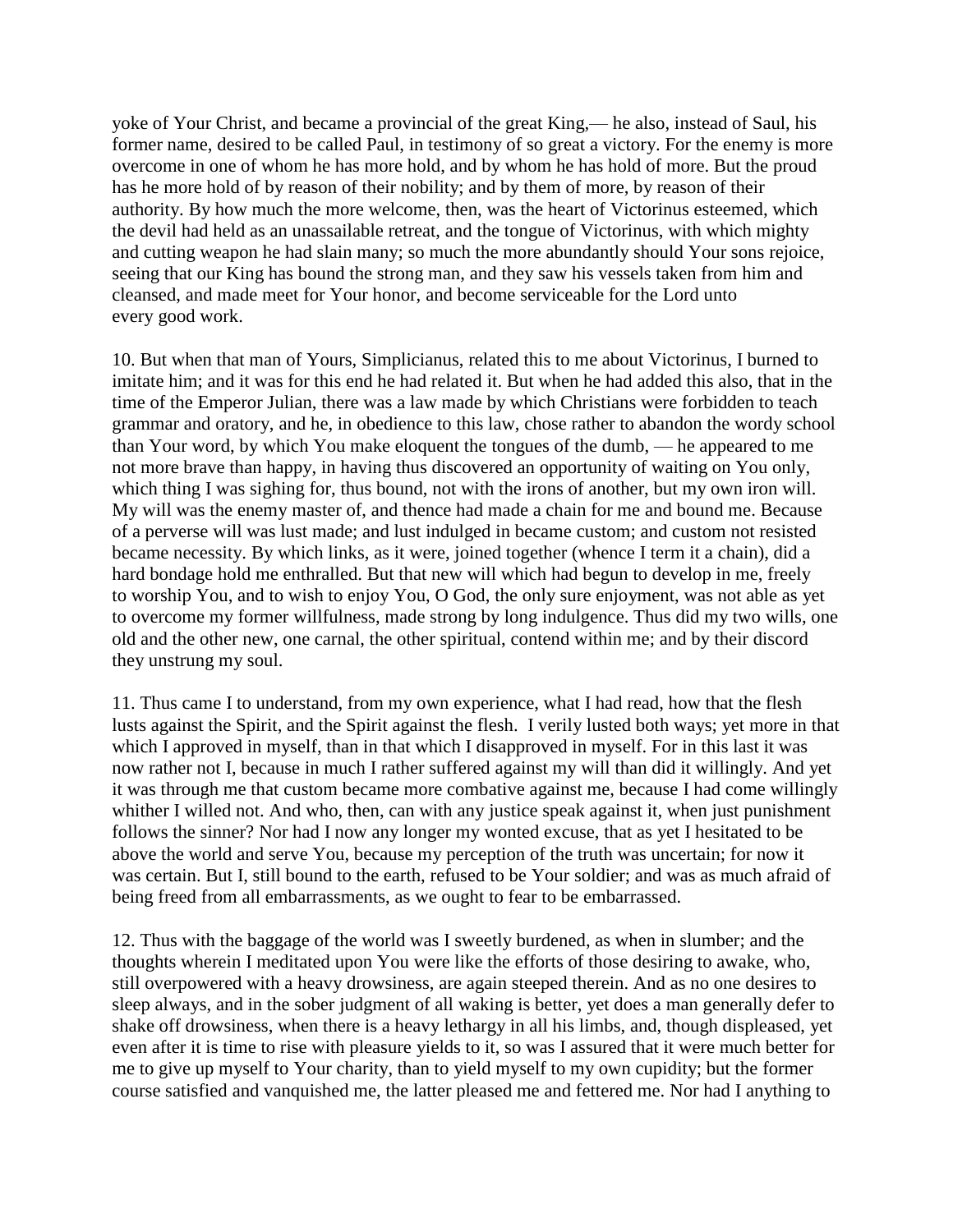yoke of Your Christ, and became a provincial of the great King,— he also, instead of Saul, his former name, desired to be called Paul, in testimony of so great a victory. For the enemy is more overcome in one of whom he has more hold, and by whom he has hold of more. But the proud has he more hold of by reason of their nobility; and by them of more, by reason of their authority. By how much the more welcome, then, was the heart of Victorinus esteemed, which the devil had held as an unassailable retreat, and the tongue of Victorinus, with which mighty and cutting weapon he had slain many; so much the more abundantly should Your sons rejoice, seeing that our King has bound the strong man, and they saw his vessels taken from him and cleansed, and made meet for Your honor, and become serviceable for the Lord unto every good work.

10. But when that man of Yours, Simplicianus, related this to me about Victorinus, I burned to imitate him; and it was for this end he had related it. But when he had added this also, that in the time of the Emperor Julian, there was a law made by which Christians were forbidden to teach grammar and oratory, and he, in obedience to this law, chose rather to abandon the wordy school than Your word, by which You make eloquent the tongues of the dumb, — he appeared to me not more brave than happy, in having thus discovered an opportunity of waiting on You only, which thing I was sighing for, thus bound, not with the irons of another, but my own iron will. My will was the enemy master of, and thence had made a chain for me and bound me. Because of a perverse will was lust made; and lust indulged in became custom; and custom not resisted became necessity. By which links, as it were, joined together (whence I term it a chain), did a hard bondage hold me enthralled. But that new will which had begun to develop in me, freely to worship You, and to wish to enjoy You, O God, the only sure enjoyment, was not able as yet to overcome my former willfulness, made strong by long indulgence. Thus did my two wills, one old and the other new, one carnal, the other spiritual, contend within me; and by their discord they unstrung my soul.

11. Thus came I to understand, from my own experience, what I had read, how that the flesh lusts against the Spirit, and the Spirit against the flesh. I verily lusted both ways; yet more in that which I approved in myself, than in that which I disapproved in myself. For in this last it was now rather not I, because in much I rather suffered against my will than did it willingly. And yet it was through me that custom became more combative against me, because I had come willingly whither I willed not. And who, then, can with any justice speak against it, when just punishment follows the sinner? Nor had I now any longer my wonted excuse, that as yet I hesitated to be above the world and serve You, because my perception of the truth was uncertain; for now it was certain. But I, still bound to the earth, refused to be Your soldier; and was as much afraid of being freed from all embarrassments, as we ought to fear to be embarrassed.

12. Thus with the baggage of the world was I sweetly burdened, as when in slumber; and the thoughts wherein I meditated upon You were like the efforts of those desiring to awake, who, still overpowered with a heavy drowsiness, are again steeped therein. And as no one desires to sleep always, and in the sober judgment of all waking is better, yet does a man generally defer to shake off drowsiness, when there is a heavy lethargy in all his limbs, and, though displeased, yet even after it is time to rise with pleasure yields to it, so was I assured that it were much better for me to give up myself to Your charity, than to yield myself to my own cupidity; but the former course satisfied and vanquished me, the latter pleased me and fettered me. Nor had I anything to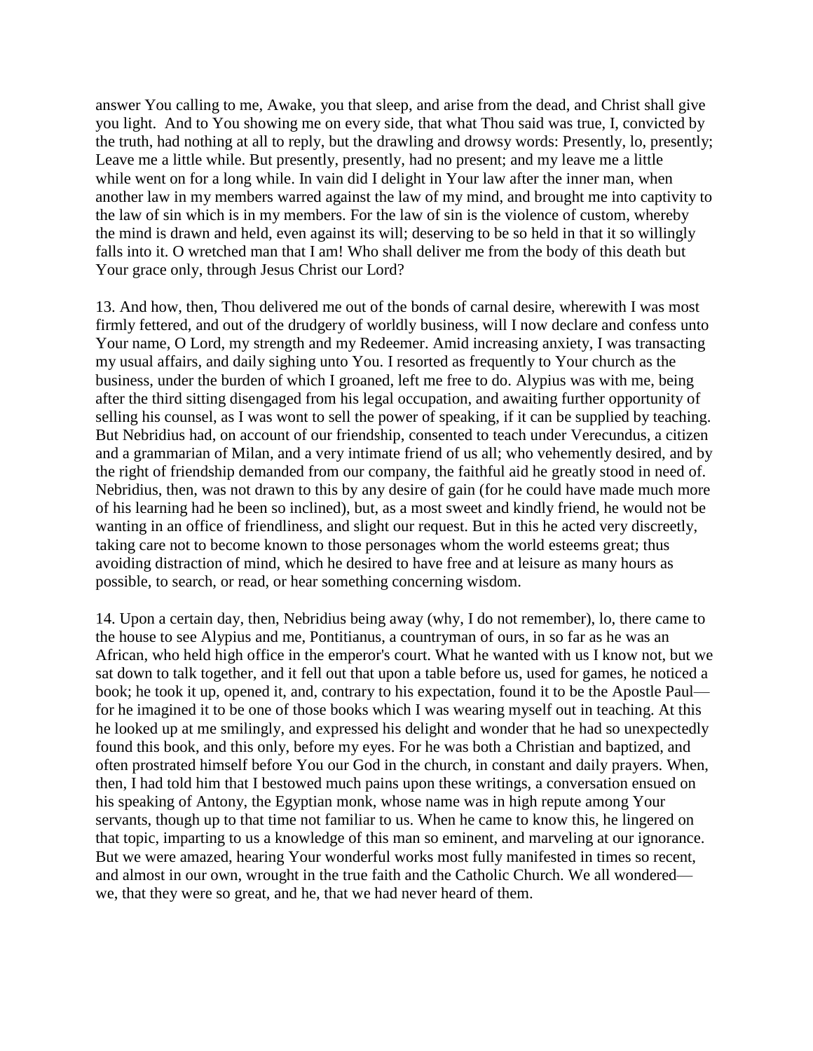answer You calling to me, Awake, you that sleep, and arise from the dead, and Christ shall give you light. And to You showing me on every side, that what Thou said was true, I, convicted by the truth, had nothing at all to reply, but the drawling and drowsy words: Presently, lo, presently; Leave me a little while. But presently, presently, had no present; and my leave me a little while went on for a long while. In vain did I delight in Your law after the inner man, when another law in my members warred against the law of my mind, and brought me into captivity to the law of sin which is in my members. For the law of sin is the violence of custom, whereby the mind is drawn and held, even against its will; deserving to be so held in that it so willingly falls into it. O wretched man that I am! Who shall deliver me from the body of this death but Your grace only, through Jesus Christ our Lord?

13. And how, then, Thou delivered me out of the bonds of carnal desire, wherewith I was most firmly fettered, and out of the drudgery of worldly business, will I now declare and confess unto Your name, O Lord, my strength and my Redeemer. Amid increasing anxiety, I was transacting my usual affairs, and daily sighing unto You. I resorted as frequently to Your church as the business, under the burden of which I groaned, left me free to do. Alypius was with me, being after the third sitting disengaged from his legal occupation, and awaiting further opportunity of selling his counsel, as I was wont to sell the power of speaking, if it can be supplied by teaching. But Nebridius had, on account of our friendship, consented to teach under Verecundus, a citizen and a grammarian of Milan, and a very intimate friend of us all; who vehemently desired, and by the right of friendship demanded from our company, the faithful aid he greatly stood in need of. Nebridius, then, was not drawn to this by any desire of gain (for he could have made much more of his learning had he been so inclined), but, as a most sweet and kindly friend, he would not be wanting in an office of friendliness, and slight our request. But in this he acted very discreetly, taking care not to become known to those personages whom the world esteems great; thus avoiding distraction of mind, which he desired to have free and at leisure as many hours as possible, to search, or read, or hear something concerning wisdom.

14. Upon a certain day, then, Nebridius being away (why, I do not remember), lo, there came to the house to see Alypius and me, Pontitianus, a countryman of ours, in so far as he was an African, who held high office in the emperor's court. What he wanted with us I know not, but we sat down to talk together, and it fell out that upon a table before us, used for games, he noticed a book; he took it up, opened it, and, contrary to his expectation, found it to be the Apostle Paul—for he imagined it to be one of those books which I was wearing myself out in teaching. At this he looked up at me smilingly, and expressed his delight and wonder that he had so unexpectedly found this book, and this only, before my eyes. For he was both a Christian and baptized, and often prostrated himself before You our God in the church, in constant and daily prayers. When, then, I had told him that I bestowed much pains upon these writings, a conversation ensued on his speaking of Antony, the Egyptian monk, whose name was in high repute among Your servants, though up to that time not familiar to us. When he came to know this, he lingered on that topic, imparting to us a knowledge of this man so eminent, and marveling at our ignorance. But we were amazed, hearing Your wonderful works most fully manifested in times so recent, and almost in our own, wrought in the true faith and the Catholic Church. We all wondered—we, that they were so great, and he, that we had never heard of them.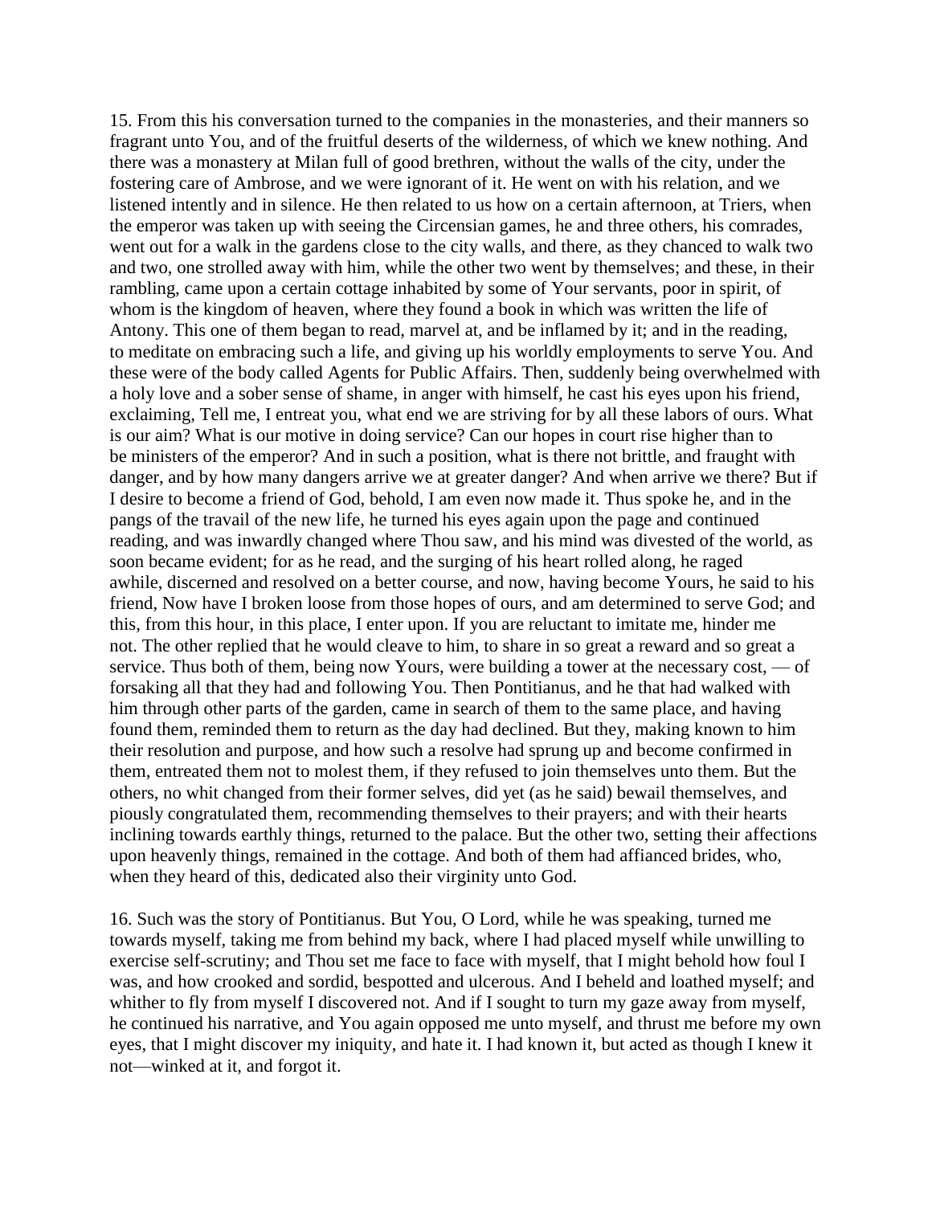15. From this his conversation turned to the companies in the monasteries, and their manners so fragrant unto You, and of the fruitful deserts of the wilderness, of which we knew nothing. And there was a monastery at Milan full of good brethren, without the walls of the city, under the fostering care of Ambrose, and we were ignorant of it. He went on with his relation, and we listened intently and in silence. He then related to us how on a certain afternoon, at Triers, when the emperor was taken up with seeing the Circensian games, he and three others, his comrades, went out for a walk in the gardens close to the city walls, and there, as they chanced to walk two and two, one strolled away with him, while the other two went by themselves; and these, in their rambling, came upon a certain cottage inhabited by some of Your servants, poor in spirit, of whom is the kingdom of heaven, where they found a book in which was written the life of Antony. This one of them began to read, marvel at, and be inflamed by it; and in the reading, to meditate on embracing such a life, and giving up his worldly employments to serve You. And these were of the body called Agents for Public Affairs. Then, suddenly being overwhelmed with a holy love and a sober sense of shame, in anger with himself, he cast his eyes upon his friend, exclaiming, Tell me, I entreat you, what end we are striving for by all these labors of ours. What is our aim? What is our motive in doing service? Can our hopes in court rise higher than to be ministers of the emperor? And in such a position, what is there not brittle, and fraught with danger, and by how many dangers arrive we at greater danger? And when arrive we there? But if I desire to become a friend of God, behold, I am even now made it. Thus spoke he, and in the pangs of the travail of the new life, he turned his eyes again upon the page and continued reading, and was inwardly changed where Thou saw, and his mind was divested of the world, as soon became evident; for as he read, and the surging of his heart rolled along, he raged awhile, discerned and resolved on a better course, and now, having become Yours, he said to his friend, Now have I broken loose from those hopes of ours, and am determined to serve God; and this, from this hour, in this place, I enter upon. If you are reluctant to imitate me, hinder me not. The other replied that he would cleave to him, to share in so great a reward and so great a service. Thus both of them, being now Yours, were building a tower at the necessary cost, — of forsaking all that they had and following You. Then Pontitianus, and he that had walked with him through other parts of the garden, came in search of them to the same place, and having found them, reminded them to return as the day had declined. But they, making known to him their resolution and purpose, and how such a resolve had sprung up and become confirmed in them, entreated them not to molest them, if they refused to join themselves unto them. But the others, no whit changed from their former selves, did yet (as he said) bewail themselves, and piously congratulated them, recommending themselves to their prayers; and with their hearts inclining towards earthly things, returned to the palace. But the other two, setting their affections upon heavenly things, remained in the cottage. And both of them had affianced brides, who, when they heard of this, dedicated also their virginity unto God.

16. Such was the story of Pontitianus. But You, O Lord, while he was speaking, turned me towards myself, taking me from behind my back, where I had placed myself while unwilling to exercise self-scrutiny; and Thou set me face to face with myself, that I might behold how foul I was, and how crooked and sordid, bespotted and ulcerous. And I beheld and loathed myself; and whither to fly from myself I discovered not. And if I sought to turn my gaze away from myself, he continued his narrative, and You again opposed me unto myself, and thrust me before my own eyes, that I might discover my iniquity, and hate it. I had known it, but acted as though I knew it not—winked at it, and forgot it.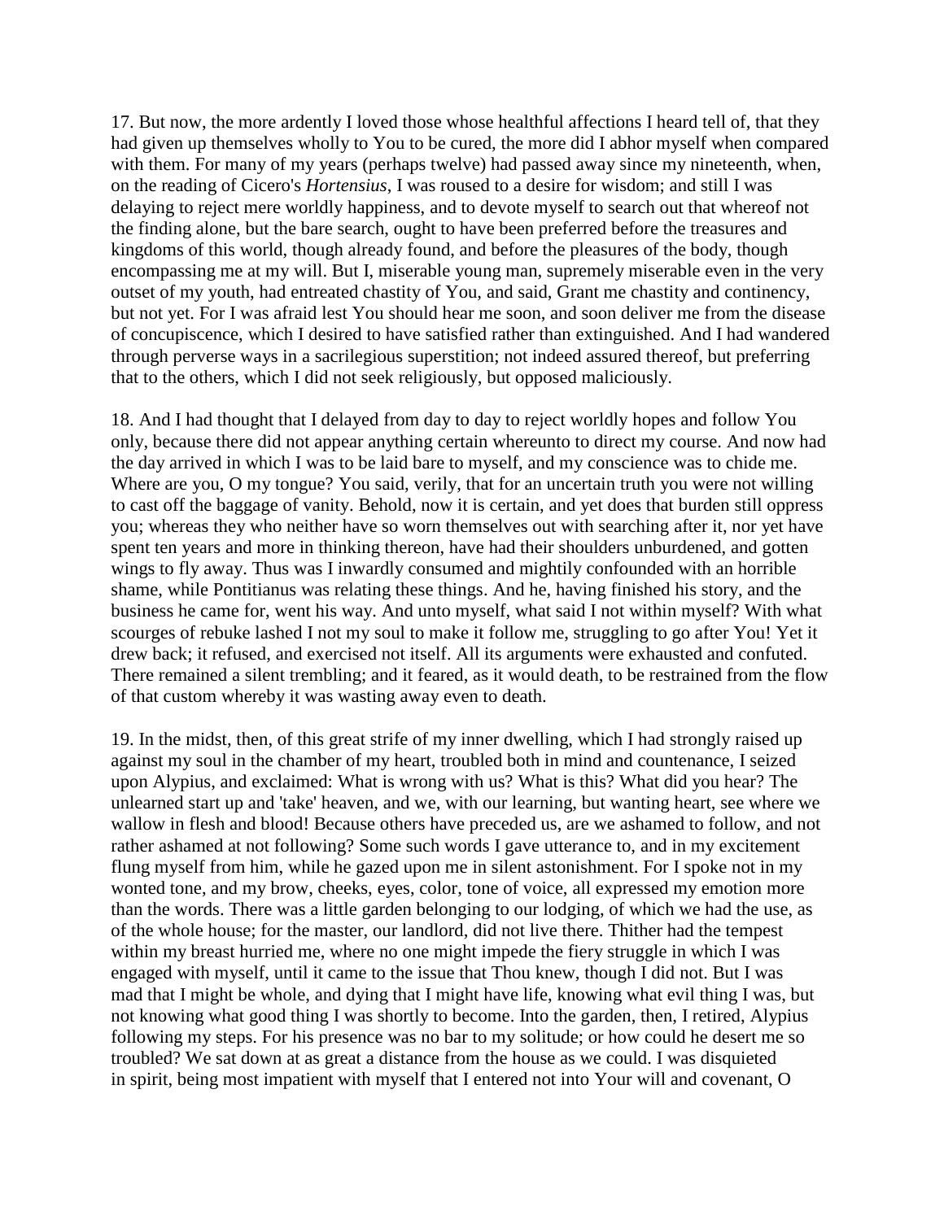17. But now, the more ardently I loved those whose healthful affections I heard tell of, that they had given up themselves wholly to You to be cured, the more did I abhor myself when compared with them. For many of my years (perhaps twelve) had passed away since my nineteenth, when, on the reading of Cicero's *Hortensius*, I was roused to a desire for wisdom; and still I was delaying to reject mere worldly happiness, and to devote myself to search out that whereof not the finding alone, but the bare search, ought to have been preferred before the treasures and kingdoms of this world, though already found, and before the pleasures of the body, though encompassing me at my will. But I, miserable young man, supremely miserable even in the very outset of my youth, had entreated chastity of You, and said, Grant me chastity and continency, but not yet. For I was afraid lest You should hear me soon, and soon deliver me from the disease of concupiscence, which I desired to have satisfied rather than extinguished. And I had wandered through perverse ways in a sacrilegious superstition; not indeed assured thereof, but preferring that to the others, which I did not seek religiously, but opposed maliciously.

18. And I had thought that I delayed from day to day to reject worldly hopes and follow You only, because there did not appear anything certain whereunto to direct my course. And now had the day arrived in which I was to be laid bare to myself, and my conscience was to chide me. Where are you, O my tongue? You said, verily, that for an uncertain truth you were not willing to cast off the baggage of vanity. Behold, now it is certain, and yet does that burden still oppress you; whereas they who neither have so worn themselves out with searching after it, nor yet have spent ten years and more in thinking thereon, have had their shoulders unburdened, and gotten wings to fly away. Thus was I inwardly consumed and mightily confounded with an horrible shame, while Pontitianus was relating these things. And he, having finished his story, and the business he came for, went his way. And unto myself, what said I not within myself? With what scourges of rebuke lashed I not my soul to make it follow me, struggling to go after You! Yet it drew back; it refused, and exercised not itself. All its arguments were exhausted and confuted. There remained a silent trembling; and it feared, as it would death, to be restrained from the flow of that custom whereby it was wasting away even to death.

19. In the midst, then, of this great strife of my inner dwelling, which I had strongly raised up against my soul in the chamber of my heart, troubled both in mind and countenance, I seized upon Alypius, and exclaimed: What is wrong with us? What is this? What did you hear? The unlearned start up and 'take' heaven, and we, with our learning, but wanting heart, see where we wallow in flesh and blood! Because others have preceded us, are we ashamed to follow, and not rather ashamed at not following? Some such words I gave utterance to, and in my excitement flung myself from him, while he gazed upon me in silent astonishment. For I spoke not in my wonted tone, and my brow, cheeks, eyes, color, tone of voice, all expressed my emotion more than the words. There was a little garden belonging to our lodging, of which we had the use, as of the whole house; for the master, our landlord, did not live there. Thither had the tempest within my breast hurried me, where no one might impede the fiery struggle in which I was engaged with myself, until it came to the issue that Thou knew, though I did not. But I was mad that I might be whole, and dying that I might have life, knowing what evil thing I was, but not knowing what good thing I was shortly to become. Into the garden, then, I retired, Alypius following my steps. For his presence was no bar to my solitude; or how could he desert me so troubled? We sat down at as great a distance from the house as we could. I was disquieted in spirit, being most impatient with myself that I entered not into Your will and covenant, O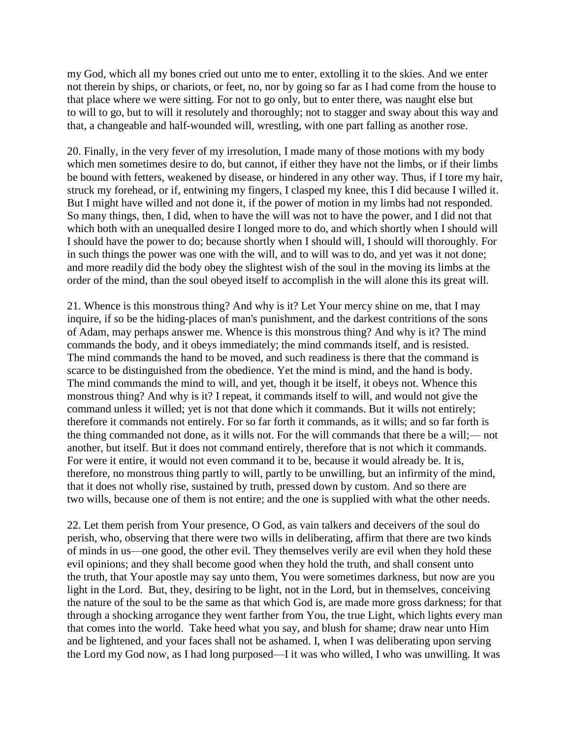my God, which all my bones cried out unto me to enter, extolling it to the skies. And we enter not therein by ships, or chariots, or feet, no, nor by going so far as I had come from the house to that place where we were sitting. For not to go only, but to enter there, was naught else but to will to go, but to will it resolutely and thoroughly; not to stagger and sway about this way and that, a changeable and half-wounded will, wrestling, with one part falling as another rose.

20. Finally, in the very fever of my irresolution, I made many of those motions with my body which men sometimes desire to do, but cannot, if either they have not the limbs, or if their limbs be bound with fetters, weakened by disease, or hindered in any other way. Thus, if I tore my hair, struck my forehead, or if, entwining my fingers, I clasped my knee, this I did because I willed it. But I might have willed and not done it, if the power of motion in my limbs had not responded. So many things, then, I did, when to have the will was not to have the power, and I did not that which both with an unequalled desire I longed more to do, and which shortly when I should will I should have the power to do; because shortly when I should will, I should will thoroughly. For in such things the power was one with the will, and to will was to do, and yet was it not done; and more readily did the body obey the slightest wish of the soul in the moving its limbs at the order of the mind, than the soul obeyed itself to accomplish in the will alone this its great will.

21. Whence is this monstrous thing? And why is it? Let Your mercy shine on me, that I may inquire, if so be the hiding-places of man's punishment, and the darkest contritions of the sons of Adam, may perhaps answer me. Whence is this monstrous thing? And why is it? The mind commands the body, and it obeys immediately; the mind commands itself, and is resisted. The mind commands the hand to be moved, and such readiness is there that the command is scarce to be distinguished from the obedience. Yet the mind is mind, and the hand is body. The mind commands the mind to will, and yet, though it be itself, it obeys not. Whence this monstrous thing? And why is it? I repeat, it commands itself to will, and would not give the command unless it willed; yet is not that done which it commands. But it wills not entirely; therefore it commands not entirely. For so far forth it commands, as it wills; and so far forth is the thing commanded not done, as it wills not. For the will commands that there be a will;— not another, but itself. But it does not command entirely, therefore that is not which it commands. For were it entire, it would not even command it to be, because it would already be. It is, therefore, no monstrous thing partly to will, partly to be unwilling, but an infirmity of the mind, that it does not wholly rise, sustained by truth, pressed down by custom. And so there are two wills, because one of them is not entire; and the one is supplied with what the other needs.

22. Let them perish from Your presence, O God, as vain talkers and deceivers of the soul do perish, who, observing that there were two wills in deliberating, affirm that there are two kinds of minds in us—one good, the other evil. They themselves verily are evil when they hold these evil opinions; and they shall become good when they hold the truth, and shall consent unto the truth, that Your apostle may say unto them, You were sometimes darkness, but now are you light in the Lord. But, they, desiring to be light, not in the Lord, but in themselves, conceiving the nature of the soul to be the same as that which God is, are made more gross darkness; for that through a shocking arrogance they went farther from You, the true Light, which lights every man that comes into the world. Take heed what you say, and blush for shame; draw near unto Him and be lightened, and your faces shall not be ashamed. I, when I was deliberating upon serving the Lord my God now, as I had long purposed—I it was who willed, I who was unwilling. It was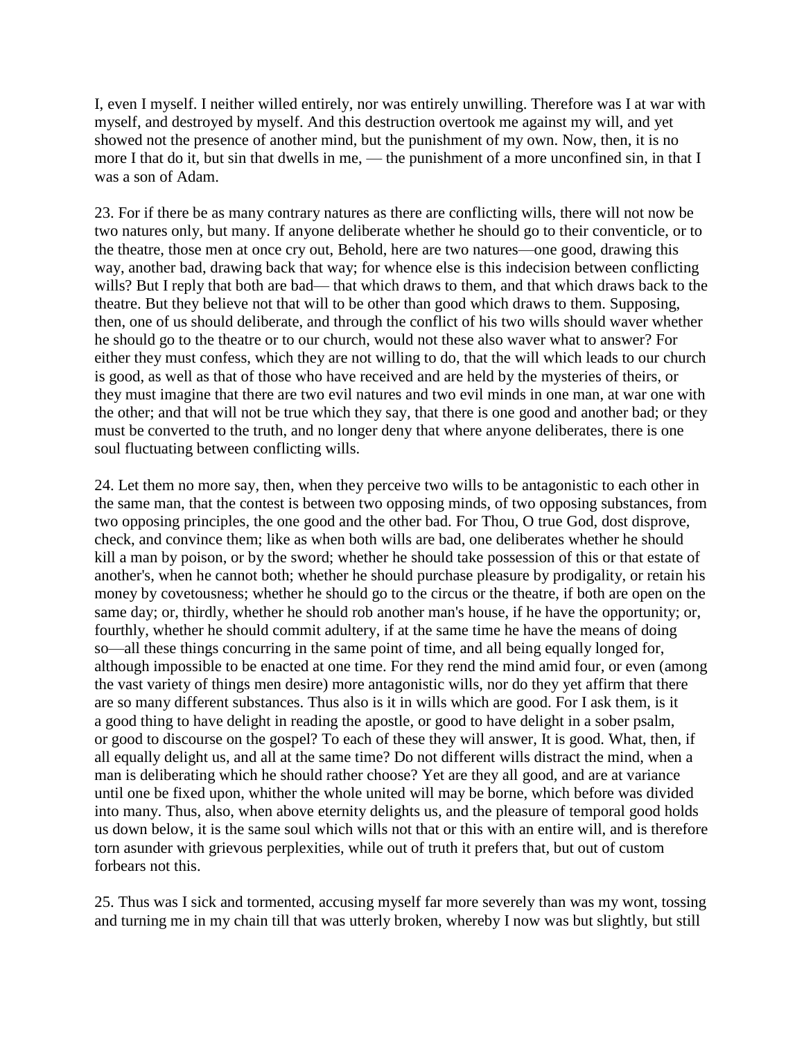I, even I myself. I neither willed entirely, nor was entirely unwilling. Therefore was I at war with myself, and destroyed by myself. And this destruction overtook me against my will, and yet showed not the presence of another mind, but the punishment of my own. Now, then, it is no more I that do it, but sin that dwells in me, — the punishment of a more unconfined sin, in that I was a son of Adam.

23. For if there be as many contrary natures as there are conflicting wills, there will not now be two natures only, but many. If anyone deliberate whether he should go to their conventicle, or to the theatre, those men at once cry out, Behold, here are two natures—one good, drawing this way, another bad, drawing back that way; for whence else is this indecision between conflicting wills? But I reply that both are bad— that which draws to them, and that which draws back to the theatre. But they believe not that will to be other than good which draws to them. Supposing, then, one of us should deliberate, and through the conflict of his two wills should waver whether he should go to the theatre or to our church, would not these also waver what to answer? For either they must confess, which they are not willing to do, that the will which leads to our church is good, as well as that of those who have received and are held by the mysteries of theirs, or they must imagine that there are two evil natures and two evil minds in one man, at war one with the other; and that will not be true which they say, that there is one good and another bad; or they must be converted to the truth, and no longer deny that where anyone deliberates, there is one soul fluctuating between conflicting wills.

24. Let them no more say, then, when they perceive two wills to be antagonistic to each other in the same man, that the contest is between two opposing minds, of two opposing substances, from two opposing principles, the one good and the other bad. For Thou, O true God, dost disprove, check, and convince them; like as when both wills are bad, one deliberates whether he should kill a man by poison, or by the sword; whether he should take possession of this or that estate of another's, when he cannot both; whether he should purchase pleasure by prodigality, or retain his money by covetousness; whether he should go to the circus or the theatre, if both are open on the same day; or, thirdly, whether he should rob another man's house, if he have the opportunity; or, fourthly, whether he should commit adultery, if at the same time he have the means of doing so—all these things concurring in the same point of time, and all being equally longed for, although impossible to be enacted at one time. For they rend the mind amid four, or even (among the vast variety of things men desire) more antagonistic wills, nor do they yet affirm that there are so many different substances. Thus also is it in wills which are good. For I ask them, is it a good thing to have delight in reading the apostle, or good to have delight in a sober psalm, or good to discourse on the gospel? To each of these they will answer, It is good. What, then, if all equally delight us, and all at the same time? Do not different wills distract the mind, when a man is deliberating which he should rather choose? Yet are they all good, and are at variance until one be fixed upon, whither the whole united will may be borne, which before was divided into many. Thus, also, when above eternity delights us, and the pleasure of temporal good holds us down below, it is the same soul which wills not that or this with an entire will, and is therefore torn asunder with grievous perplexities, while out of truth it prefers that, but out of custom forbears not this.

25. Thus was I sick and tormented, accusing myself far more severely than was my wont, tossing and turning me in my chain till that was utterly broken, whereby I now was but slightly, but still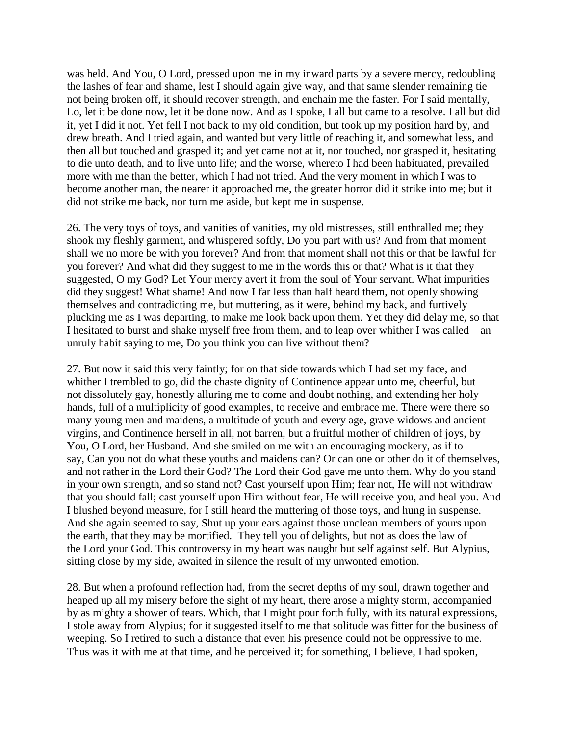was held. And You, O Lord, pressed upon me in my inward parts by a severe mercy, redoubling the lashes of fear and shame, lest I should again give way, and that same slender remaining tie not being broken off, it should recover strength, and enchain me the faster. For I said mentally, Lo, let it be done now, let it be done now. And as I spoke, I all but came to a resolve. I all but did it, yet I did it not. Yet fell I not back to my old condition, but took up my position hard by, and drew breath. And I tried again, and wanted but very little of reaching it, and somewhat less, and then all but touched and grasped it; and yet came not at it, nor touched, nor grasped it, hesitating to die unto death, and to live unto life; and the worse, whereto I had been habituated, prevailed more with me than the better, which I had not tried. And the very moment in which I was to become another man, the nearer it approached me, the greater horror did it strike into me; but it did not strike me back, nor turn me aside, but kept me in suspense.

26. The very toys of toys, and vanities of vanities, my old mistresses, still enthralled me; they shook my fleshly garment, and whispered softly, Do you part with us? And from that moment shall we no more be with you forever? And from that moment shall not this or that be lawful for you forever? And what did they suggest to me in the words this or that? What is it that they suggested, O my God? Let Your mercy avert it from the soul of Your servant. What impurities did they suggest! What shame! And now I far less than half heard them, not openly showing themselves and contradicting me, but muttering, as it were, behind my back, and furtively plucking me as I was departing, to make me look back upon them. Yet they did delay me, so that I hesitated to burst and shake myself free from them, and to leap over whither I was called—an unruly habit saying to me, Do you think you can live without them?

27. But now it said this very faintly; for on that side towards which I had set my face, and whither I trembled to go, did the chaste dignity of Continence appear unto me, cheerful, but not dissolutely gay, honestly alluring me to come and doubt nothing, and extending her holy hands, full of a multiplicity of good examples, to receive and embrace me. There were there so many young men and maidens, a multitude of youth and every age, grave widows and ancient virgins, and Continence herself in all, not barren, but a fruitful mother of children of joys, by You, O Lord, her Husband. And she smiled on me with an encouraging mockery, as if to say, Can you not do what these youths and maidens can? Or can one or other do it of themselves, and not rather in the Lord their God? The Lord their God gave me unto them. Why do you stand in your own strength, and so stand not? Cast yourself upon Him; fear not, He will not withdraw that you should fall; cast yourself upon Him without fear, He will receive you, and heal you. And I blushed beyond measure, for I still heard the muttering of those toys, and hung in suspense. And she again seemed to say, Shut up your ears against those unclean members of yours upon the earth, that they may be mortified. They tell you of delights, but not as does the law of the Lord your God. This controversy in my heart was naught but self against self. But Alypius, sitting close by my side, awaited in silence the result of my unwonted emotion.

28. But when a profound reflection had, from the secret depths of my soul, drawn together and heaped up all my misery before the sight of my heart, there arose a mighty storm, accompanied by as mighty a shower of tears. Which, that I might pour forth fully, with its natural expressions, I stole away from Alypius; for it suggested itself to me that solitude was fitter for the business of weeping. So I retired to such a distance that even his presence could not be oppressive to me. Thus was it with me at that time, and he perceived it; for something, I believe, I had spoken,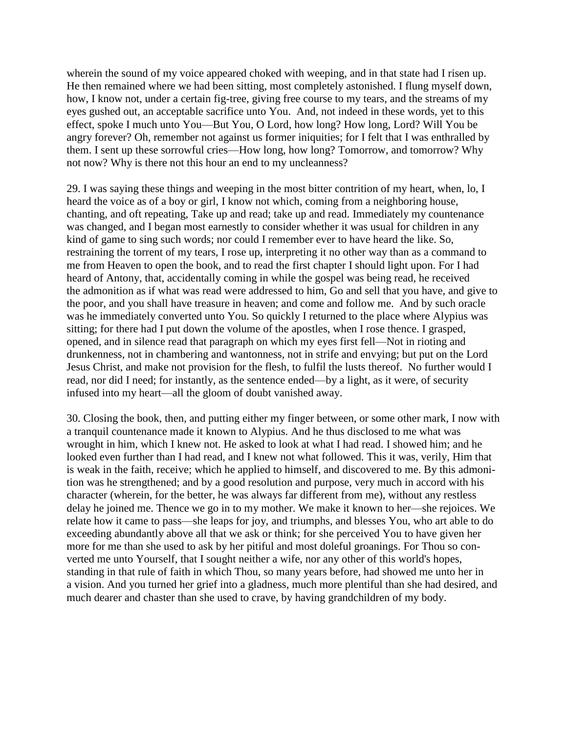wherein the sound of my voice appeared choked with weeping, and in that state had I risen up. He then remained where we had been sitting, most completely astonished. I flung myself down, how, I know not, under a certain fig-tree, giving free course to my tears, and the streams of my eyes gushed out, an acceptable sacrifice unto You. And, not indeed in these words, yet to this effect, spoke I much unto You—But You, O Lord, how long? How long, Lord? Will You be angry forever? Oh, remember not against us former iniquities; for I felt that I was enthralled by them. I sent up these sorrowful cries—How long, how long? Tomorrow, and tomorrow? Why not now? Why is there not this hour an end to my uncleanness?

29. I was saying these things and weeping in the most bitter contrition of my heart, when, lo, I heard the voice as of a boy or girl, I know not which, coming from a neighboring house, chanting, and oft repeating, Take up and read; take up and read. Immediately my countenance was changed, and I began most earnestly to consider whether it was usual for children in any kind of game to sing such words; nor could I remember ever to have heard the like. So, restraining the torrent of my tears, I rose up, interpreting it no other way than as a command to me from Heaven to open the book, and to read the first chapter I should light upon. For I had heard of Antony, that, accidentally coming in while the gospel was being read, he received the admonition as if what was read were addressed to him, Go and sell that you have, and give to the poor, and you shall have treasure in heaven; and come and follow me. And by such oracle was he immediately converted unto You. So quickly I returned to the place where Alypius was sitting; for there had I put down the volume of the apostles, when I rose thence. I grasped, opened, and in silence read that paragraph on which my eyes first fell—Not in rioting and drunkenness, not in chambering and wantonness, not in strife and envying; but put on the Lord Jesus Christ, and make not provision for the flesh, to fulfil the lusts thereof. No further would I read, nor did I need; for instantly, as the sentence ended—by a light, as it were, of security infused into my heart—all the gloom of doubt vanished away.

30. Closing the book, then, and putting either my finger between, or some other mark, I now with a tranquil countenance made it known to Alypius. And he thus disclosed to me what was wrought in him, which I knew not. He asked to look at what I had read. I showed him; and he looked even further than I had read, and I knew not what followed. This it was, verily, Him that is weak in the faith, receive; which he applied to himself, and discovered to me. By this admonition was he strengthened; and by a good resolution and purpose, very much in accord with his character (wherein, for the better, he was always far different from me), without any restless delay he joined me. Thence we go in to my mother. We make it known to her—she rejoices. We relate how it came to pass—she leaps for joy, and triumphs, and blesses You, who art able to do exceeding abundantly above all that we ask or think; for she perceived You to have given her more for me than she used to ask by her pitiful and most doleful groanings. For Thou so converted me unto Yourself, that I sought neither a wife, nor any other of this world's hopes, standing in that rule of faith in which Thou, so many years before, had showed me unto her in a vision. And you turned her grief into a gladness, much more plentiful than she had desired, and much dearer and chaster than she used to crave, by having grandchildren of my body.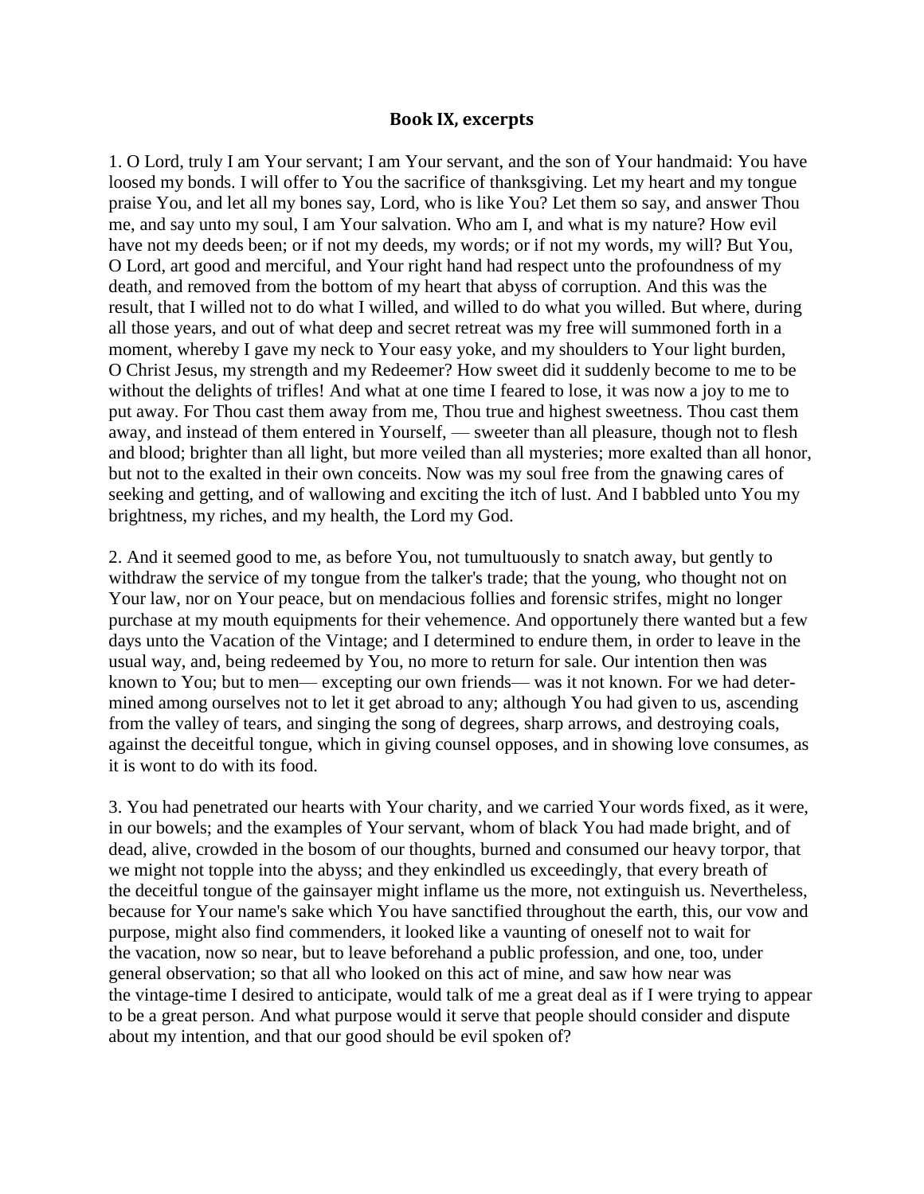## Book IX, excerpts

1. O Lord, truly I am Your servant; I am Your servant, and the son of Your handmaid: You have loosed my bonds. I will offer to You the sacrifice of thanksgiving. Let my heart and my tongue praise You, and let all my bones say, Lord, who is like You? Let them so say, and answer Thou me, and say unto my soul, I am Your salvation. Who am I, and what is my nature? How evil have not my deeds been; or if not my deeds, my words; or if not my words, my will? But You, O Lord, art good and merciful, and Your right hand had respect unto the profoundness of my death, and removed from the bottom of my heart that abyss of corruption. And this was the result, that I willed not to do what I willed, and willed to do what you willed. But where, during all those years, and out of what deep and secret retreat was my free will summoned forth in a moment, whereby I gave my neck to Your easy yoke, and my shoulders to Your light burden, O Christ Jesus, my strength and my Redeemer? How sweet did it suddenly become to me to be without the delights of trifles! And what at one time I feared to lose, it was now a joy to me to put away. For Thou cast them away from me, Thou true and highest sweetness. Thou cast them away, and instead of them entered in Yourself, — sweeter than all pleasure, though not to flesh and blood; brighter than all light, but more veiled than all mysteries; more exalted than all honor, but not to the exalted in their own conceits. Now was my soul free from the gnawing cares of seeking and getting, and of wallowing and exciting the itch of lust. And I babbled unto You my brightness, my riches, and my health, the Lord my God.

2. And it seemed good to me, as before You, not tumultuously to snatch away, but gently to withdraw the service of my tongue from the talker's trade; that the young, who thought not on Your law, nor on Your peace, but on mendacious follies and forensic strifes, might no longer purchase at my mouth equipments for their vehemence. And opportunely there wanted but a few days unto the Vacation of the Vintage; and I determined to endure them, in order to leave in the usual way, and, being redeemed by You, no more to return for sale. Our intention then was known to You; but to men— excepting our own friends— was it not known. For we had determined among ourselves not to let it get abroad to any; although You had given to us, ascending from the valley of tears, and singing the song of degrees, sharp arrows, and destroying coals, against the deceitful tongue, which in giving counsel opposes, and in showing love consumes, as it is wont to do with its food.

3. You had penetrated our hearts with Your charity, and we carried Your words fixed, as it were, in our bowels; and the examples of Your servant, whom of black You had made bright, and of dead, alive, crowded in the bosom of our thoughts, burned and consumed our heavy torpor, that we might not topple into the abyss; and they enkindled us exceedingly, that every breath of the deceitful tongue of the gainsayer might inflame us the more, not extinguish us. Nevertheless, because for Your name's sake which You have sanctified throughout the earth, this, our vow and purpose, might also find commenders, it looked like a vaunting of oneself not to wait for the vacation, now so near, but to leave beforehand a public profession, and one, too, under general observation; so that all who looked on this act of mine, and saw how near was the vintage-time I desired to anticipate, would talk of me a great deal as if I were trying to appear to be a great person. And what purpose would it serve that people should consider and dispute about my intention, and that our good should be evil spoken of?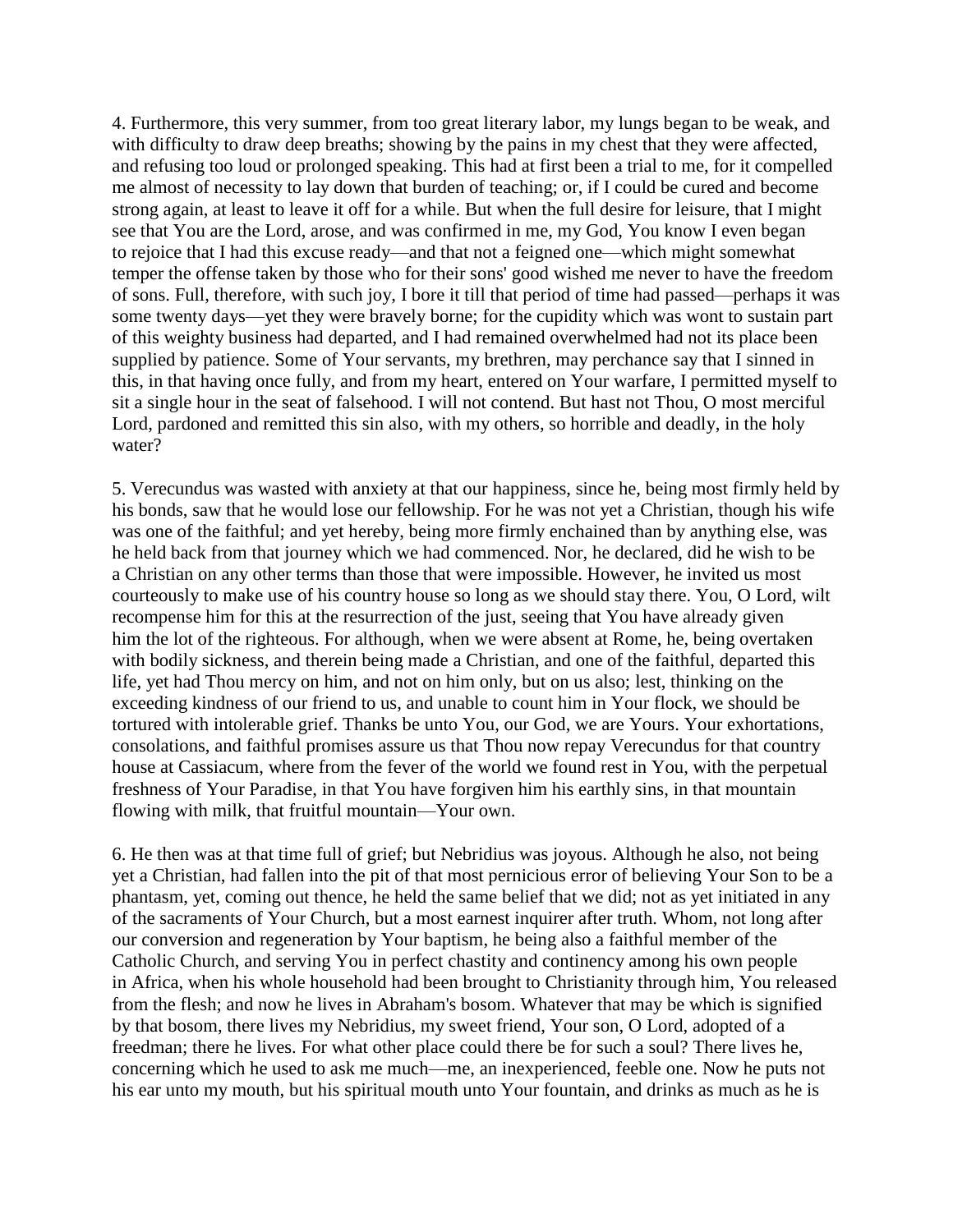4. Furthermore, this very summer, from too great literary labor, my lungs began to be weak, and with difficulty to draw deep breaths; showing by the pains in my chest that they were affected, and refusing too loud or prolonged speaking. This had at first been a trial to me, for it compelled me almost of necessity to lay down that burden of teaching; or, if I could be cured and become strong again, at least to leave it off for a while. But when the full desire for leisure, that I might see that You are the Lord, arose, and was confirmed in me, my God, You know I even began to rejoice that I had this excuse ready—and that not a feigned one—which might somewhat temper the offense taken by those who for their sons' good wished me never to have the freedom of sons. Full, therefore, with such joy, I bore it till that period of time had passed—perhaps it was some twenty days—yet they were bravely borne; for the cupidity which was wont to sustain part of this weighty business had departed, and I had remained overwhelmed had not its place been supplied by patience. Some of Your servants, my brethren, may perchance say that I sinned in this, in that having once fully, and from my heart, entered on Your warfare, I permitted myself to sit a single hour in the seat of falsehood. I will not contend. But hast not Thou, O most merciful Lord, pardoned and remitted this sin also, with my others, so horrible and deadly, in the holy water?

5. Verecundus was wasted with anxiety at that our happiness, since he, being most firmly held by his bonds, saw that he would lose our fellowship. For he was not yet a Christian, though his wife was one of the faithful; and yet hereby, being more firmly enchained than by anything else, was he held back from that journey which we had commenced. Nor, he declared, did he wish to be a Christian on any other terms than those that were impossible. However, he invited us most courteously to make use of his country house so long as we should stay there. You, O Lord, wilt recompense him for this at the resurrection of the just, seeing that You have already given him the lot of the righteous. For although, when we were absent at Rome, he, being overtaken with bodily sickness, and therein being made a Christian, and one of the faithful, departed this life, yet had Thou mercy on him, and not on him only, but on us also; lest, thinking on the exceeding kindness of our friend to us, and unable to count him in Your flock, we should be tortured with intolerable grief. Thanks be unto You, our God, we are Yours. Your exhortations, consolations, and faithful promises assure us that Thou now repay Verecundus for that country house at Cassiacum, where from the fever of the world we found rest in You, with the perpetual freshness of Your Paradise, in that You have forgiven him his earthly sins, in that mountain flowing with milk, that fruitful mountain—Your own.

6. He then was at that time full of grief; but Nebridius was joyous. Although he also, not being yet a Christian, had fallen into the pit of that most pernicious error of believing Your Son to be a phantasm, yet, coming out thence, he held the same belief that we did; not as yet initiated in any of the sacraments of Your Church, but a most earnest inquirer after truth. Whom, not long after our conversion and regeneration by Your baptism, he being also a faithful member of the Catholic Church, and serving You in perfect chastity and continency among his own people in Africa, when his whole household had been brought to Christianity through him, You released from the flesh; and now he lives in Abraham's bosom. Whatever that may be which is signified by that bosom, there lives my Nebridius, my sweet friend, Your son, O Lord, adopted of a freedman; there he lives. For what other place could there be for such a soul? There lives he, concerning which he used to ask me much—me, an inexperienced, feeble one. Now he puts not his ear unto my mouth, but his spiritual mouth unto Your fountain, and drinks as much as he is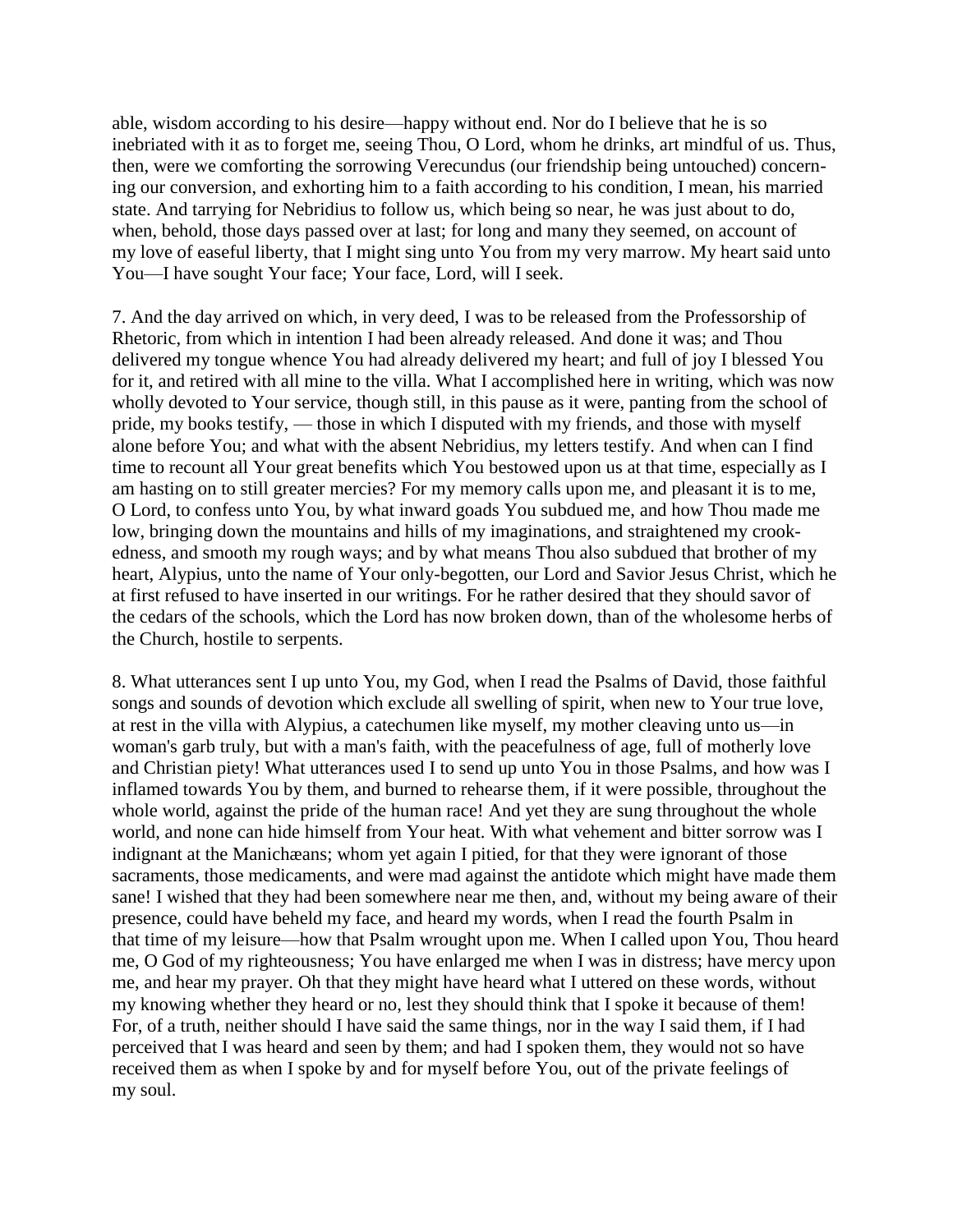able, wisdom according to his desire—happy without end. Nor do I believe that he is so inebriated with it as to forget me, seeing Thou, O Lord, whom he drinks, art mindful of us. Thus, then, were we comforting the sorrowing Verecundus (our friendship being untouched) concerning our conversion, and exhorting him to a faith according to his condition, I mean, his married state. And tarrying for Nebridius to follow us, which being so near, he was just about to do, when, behold, those days passed over at last; for long and many they seemed, on account of my love of easeful liberty, that I might sing unto You from my very marrow. My heart said unto You—I have sought Your face; Your face, Lord, will I seek.

7. And the day arrived on which, in very deed, I was to be released from the Professorship of Rhetoric, from which in intention I had been already released. And done it was; and Thou delivered my tongue whence You had already delivered my heart; and full of joy I blessed You for it, and retired with all mine to the villa. What I accomplished here in writing, which was now wholly devoted to Your service, though still, in this pause as it were, panting from the school of pride, my books testify, — those in which I disputed with my friends, and those with myself alone before You; and what with the absent Nebridius, my letters testify. And when can I find time to recount all Your great benefits which You bestowed upon us at that time, especially as I am hasting on to still greater mercies? For my memory calls upon me, and pleasant it is to me, O Lord, to confess unto You, by what inward goads You subdued me, and how Thou made me low, bringing down the mountains and hills of my imaginations, and straightened my crookedness, and smooth my rough ways; and by what means Thou also subdued that brother of my heart, Alypius, unto the name of Your only-begotten, our Lord and Savior Jesus Christ, which he at first refused to have inserted in our writings. For he rather desired that they should savor of the cedars of the schools, which the Lord has now broken down, than of the wholesome herbs of the Church, hostile to serpents.

8. What utterances sent I up unto You, my God, when I read the Psalms of David, those faithful songs and sounds of devotion which exclude all swelling of spirit, when new to Your true love, at rest in the villa with Alypius, a catechumen like myself, my mother cleaving unto us—in woman's garb truly, but with a man's faith, with the peacefulness of age, full of motherly love and Christian piety! What utterances used I to send up unto You in those Psalms, and how was I inflamed towards You by them, and burned to rehearse them, if it were possible, throughout the whole world, against the pride of the human race! And yet they are sung throughout the whole world, and none can hide himself from Your heat. With what vehement and bitter sorrow was I indignant at the Manichæans; whom yet again I pitied, for that they were ignorant of those sacraments, those medicaments, and were mad against the antidote which might have made them sane! I wished that they had been somewhere near me then, and, without my being aware of their presence, could have beheld my face, and heard my words, when I read the fourth Psalm in that time of my leisure—how that Psalm wrought upon me. When I called upon You, Thou heard me, O God of my righteousness; You have enlarged me when I was in distress; have mercy upon me, and hear my prayer. Oh that they might have heard what I uttered on these words, without my knowing whether they heard or no, lest they should think that I spoke it because of them! For, of a truth, neither should I have said the same things, nor in the way I said them, if I had perceived that I was heard and seen by them; and had I spoken them, they would not so have received them as when I spoke by and for myself before You, out of the private feelings of my soul.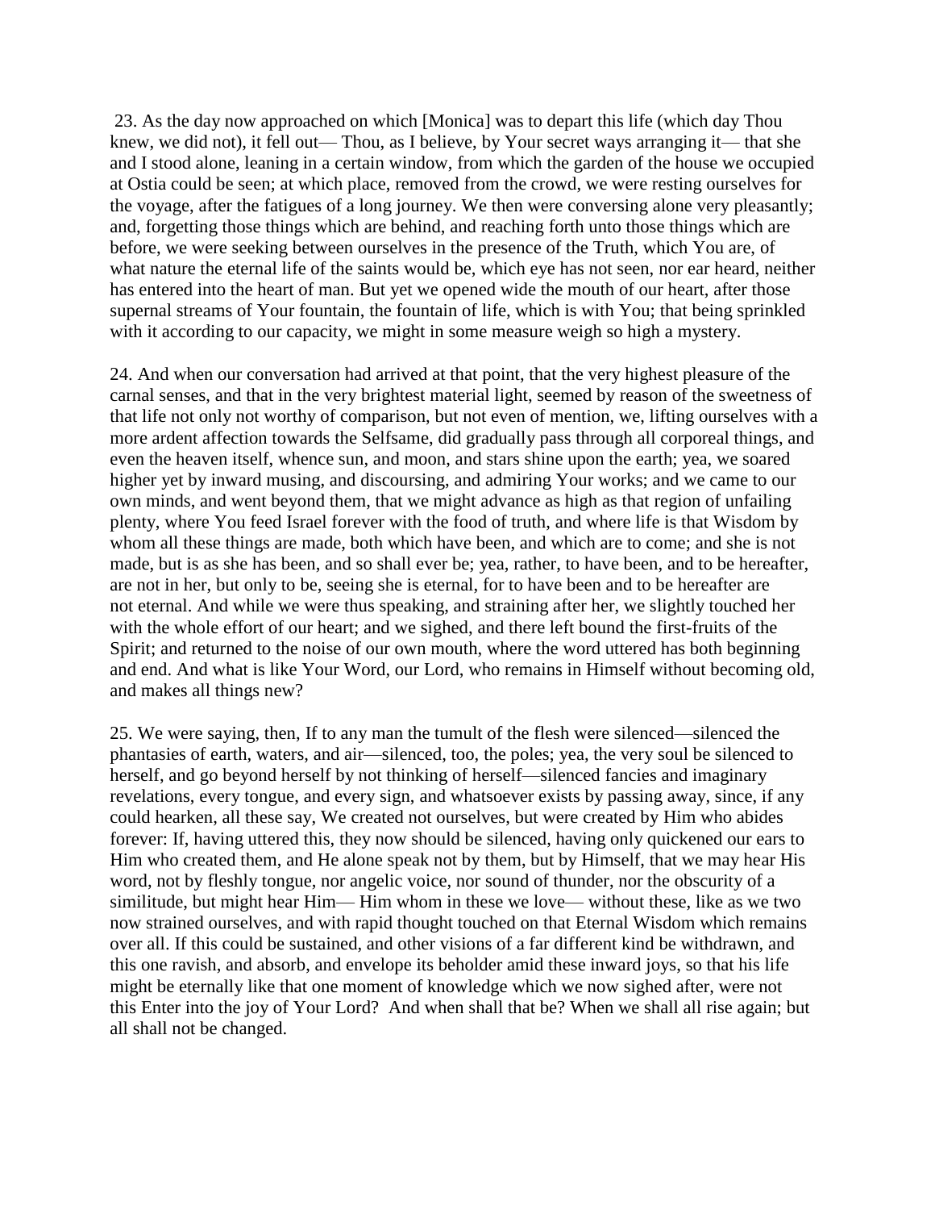23. As the day now approached on which [Monica] was to depart this life (which day Thou knew, we did not), it fell out— Thou, as I believe, by Your secret ways arranging it— that she and I stood alone, leaning in a certain window, from which the garden of the house we occupied at Ostia could be seen; at which place, removed from the crowd, we were resting ourselves for the voyage, after the fatigues of a long journey. We then were conversing alone very pleasantly; and, forgetting those things which are behind, and reaching forth unto those things which are before, we were seeking between ourselves in the presence of the Truth, which You are, of what nature the eternal life of the saints would be, which eye has not seen, nor ear heard, neither has entered into the heart of man. But yet we opened wide the mouth of our heart, after those supernal streams of Your fountain, the fountain of life, which is with You; that being sprinkled with it according to our capacity, we might in some measure weigh so high a mystery.

24. And when our conversation had arrived at that point, that the very highest pleasure of the carnal senses, and that in the very brightest material light, seemed by reason of the sweetness of that life not only not worthy of comparison, but not even of mention, we, lifting ourselves with a more ardent affection towards the Selfsame, did gradually pass through all corporeal things, and even the heaven itself, whence sun, and moon, and stars shine upon the earth; yea, we soared higher yet by inward musing, and discoursing, and admiring Your works; and we came to our own minds, and went beyond them, that we might advance as high as that region of unfailing plenty, where You feed Israel forever with the food of truth, and where life is that Wisdom by whom all these things are made, both which have been, and which are to come; and she is not made, but is as she has been, and so shall ever be; yea, rather, to have been, and to be hereafter, are not in her, but only to be, seeing she is eternal, for to have been and to be hereafter are not eternal. And while we were thus speaking, and straining after her, we slightly touched her with the whole effort of our heart; and we sighed, and there left bound the first-fruits of the Spirit; and returned to the noise of our own mouth, where the word uttered has both beginning and end. And what is like Your Word, our Lord, who remains in Himself without becoming old, and makes all things new?

25. We were saying, then, If to any man the tumult of the flesh were silenced—silenced the phantasies of earth, waters, and air—silenced, too, the poles; yea, the very soul be silenced to herself, and go beyond herself by not thinking of herself—silenced fancies and imaginary revelations, every tongue, and every sign, and whatsoever exists by passing away, since, if any could hearken, all these say, We created not ourselves, but were created by Him who abides forever: If, having uttered this, they now should be silenced, having only quickened our ears to Him who created them, and He alone speak not by them, but by Himself, that we may hear His word, not by fleshly tongue, nor angelic voice, nor sound of thunder, nor the obscurity of a similitude, but might hear Him— Him whom in these we love— without these, like as we two now strained ourselves, and with rapid thought touched on that Eternal Wisdom which remains over all. If this could be sustained, and other visions of a far different kind be withdrawn, and this one ravish, and absorb, and envelope its beholder amid these inward joys, so that his life might be eternally like that one moment of knowledge which we now sighed after, were not this Enter into the joy of Your Lord? And when shall that be? When we shall all rise again; but all shall not be changed.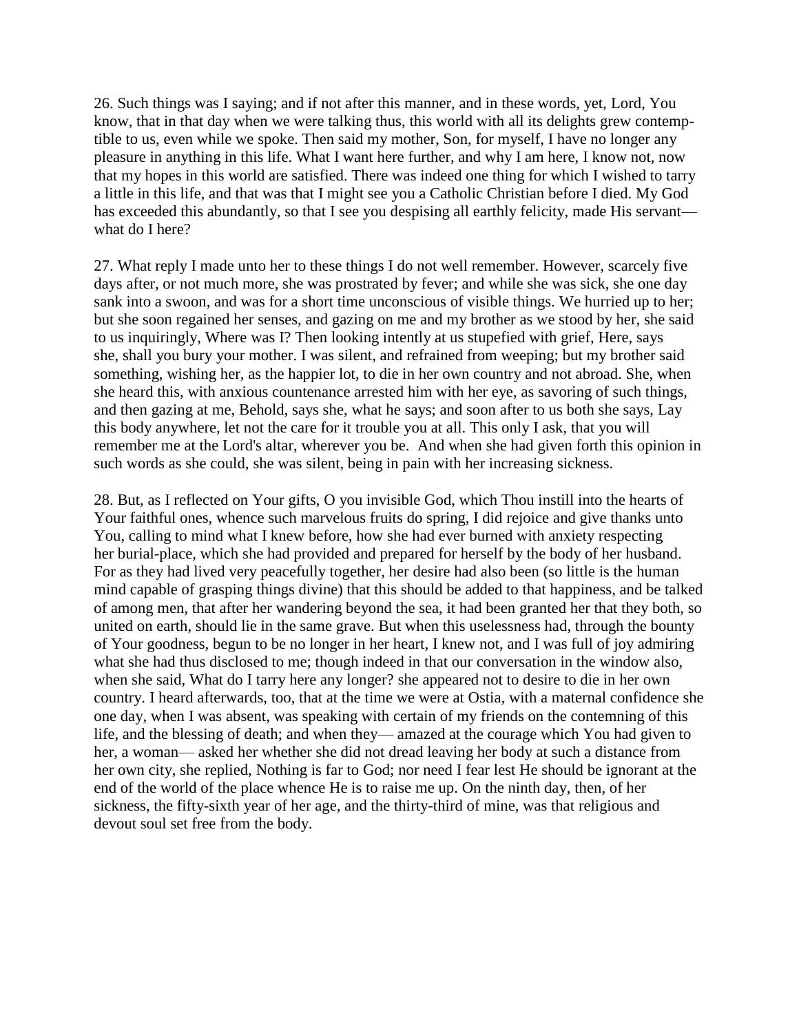26. Such things was I saying; and if not after this manner, and in these words, yet, Lord, You know, that in that day when we were talking thus, this world with all its delights grew contemptible to us, even while we spoke. Then said my mother, Son, for myself, I have no longer any pleasure in anything in this life. What I want here further, and why I am here, I know not, now that my hopes in this world are satisfied. There was indeed one thing for which I wished to tarry a little in this life, and that was that I might see you a Catholic Christian before I died. My God has exceeded this abundantly, so that I see you despising all earthly felicity, made His servant— what do I here?

27. What reply I made unto her to these things I do not well remember. However, scarcely five days after, or not much more, she was prostrated by fever; and while she was sick, she one day sank into a swoon, and was for a short time unconscious of visible things. We hurried up to her; but she soon regained her senses, and gazing on me and my brother as we stood by her, she said to us inquiringly, Where was I? Then looking intently at us stupefied with grief, Here, says she, shall you bury your mother. I was silent, and refrained from weeping; but my brother said something, wishing her, as the happier lot, to die in her own country and not abroad. She, when she heard this, with anxious countenance arrested him with her eye, as savoring of such things, and then gazing at me, Behold, says she, what he says; and soon after to us both she says, Lay this body anywhere, let not the care for it trouble you at all. This only I ask, that you will remember me at the Lord's altar, wherever you be. And when she had given forth this opinion in such words as she could, she was silent, being in pain with her increasing sickness.

28. But, as I reflected on Your gifts, O you invisible God, which Thou instill into the hearts of Your faithful ones, whence such marvelous fruits do spring, I did rejoice and give thanks unto You, calling to mind what I knew before, how she had ever burned with anxiety respecting her burial-place, which she had provided and prepared for herself by the body of her husband. For as they had lived very peacefully together, her desire had also been (so little is the human mind capable of grasping things divine) that this should be added to that happiness, and be talked of among men, that after her wandering beyond the sea, it had been granted her that they both, so united on earth, should lie in the same grave. But when this uselessness had, through the bounty of Your goodness, begun to be no longer in her heart, I knew not, and I was full of joy admiring what she had thus disclosed to me; though indeed in that our conversation in the window also, when she said, What do I tarry here any longer? she appeared not to desire to die in her own country. I heard afterwards, too, that at the time we were at Ostia, with a maternal confidence she one day, when I was absent, was speaking with certain of my friends on the contemning of this life, and the blessing of death; and when they— amazed at the courage which You had given to her, a woman— asked her whether she did not dread leaving her body at such a distance from her own city, she replied, Nothing is far to God; nor need I fear lest He should be ignorant at the end of the world of the place whence He is to raise me up. On the ninth day, then, of her sickness, the fifty-sixth year of her age, and the thirty-third of mine, was that religious and devout soul set free from the body.